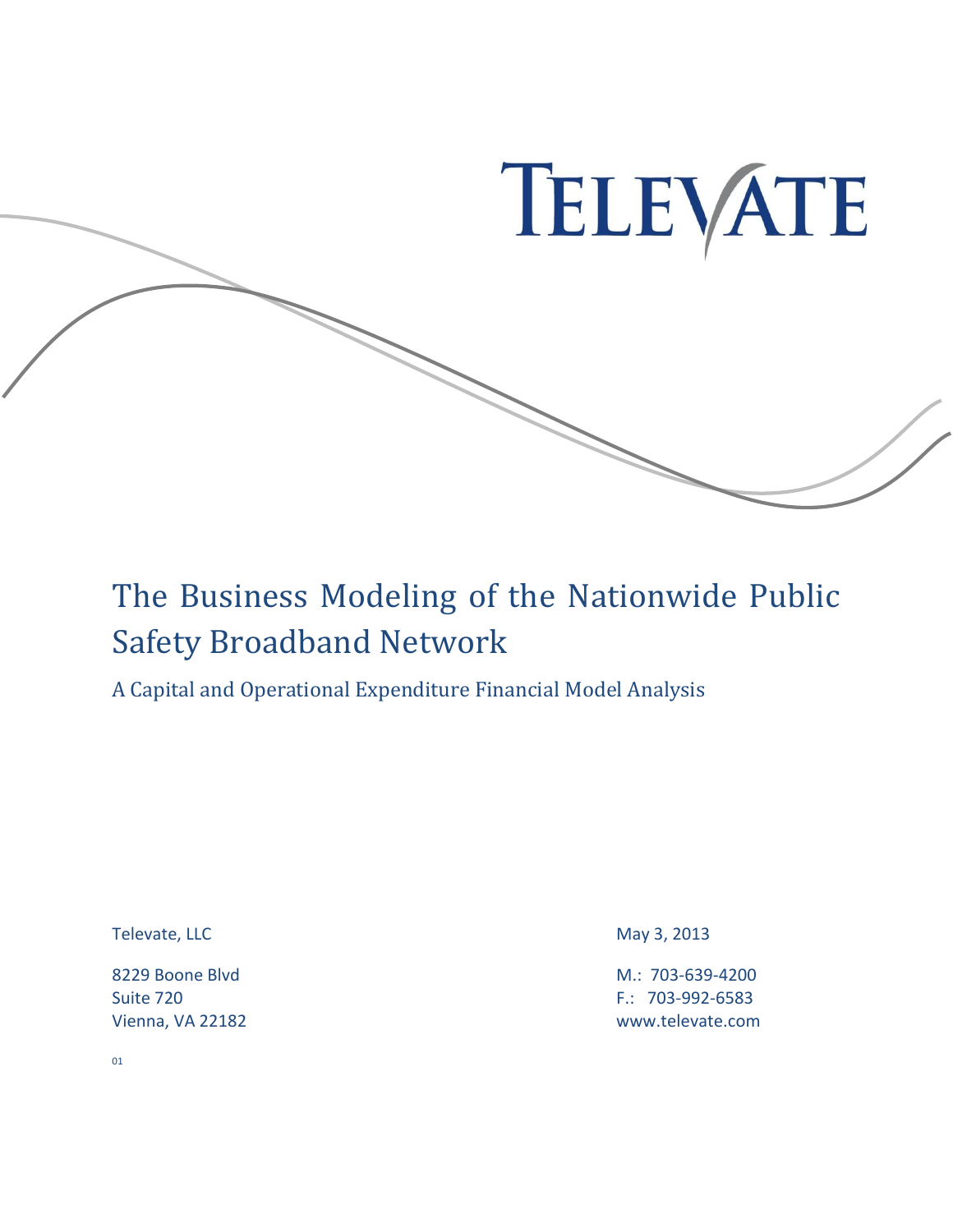TELEVATE

# The Business Modeling of the Nationwide Public Safety Broadband Network

A Capital and Operational Expenditure Financial Model Analysis

Televate, LLC

8229 Boone Blvd
Suite 720
Vienna, VA 22182

May 3, 2013

M.: 703-639-4200
F.: 703-992-6583
www.televate.com

01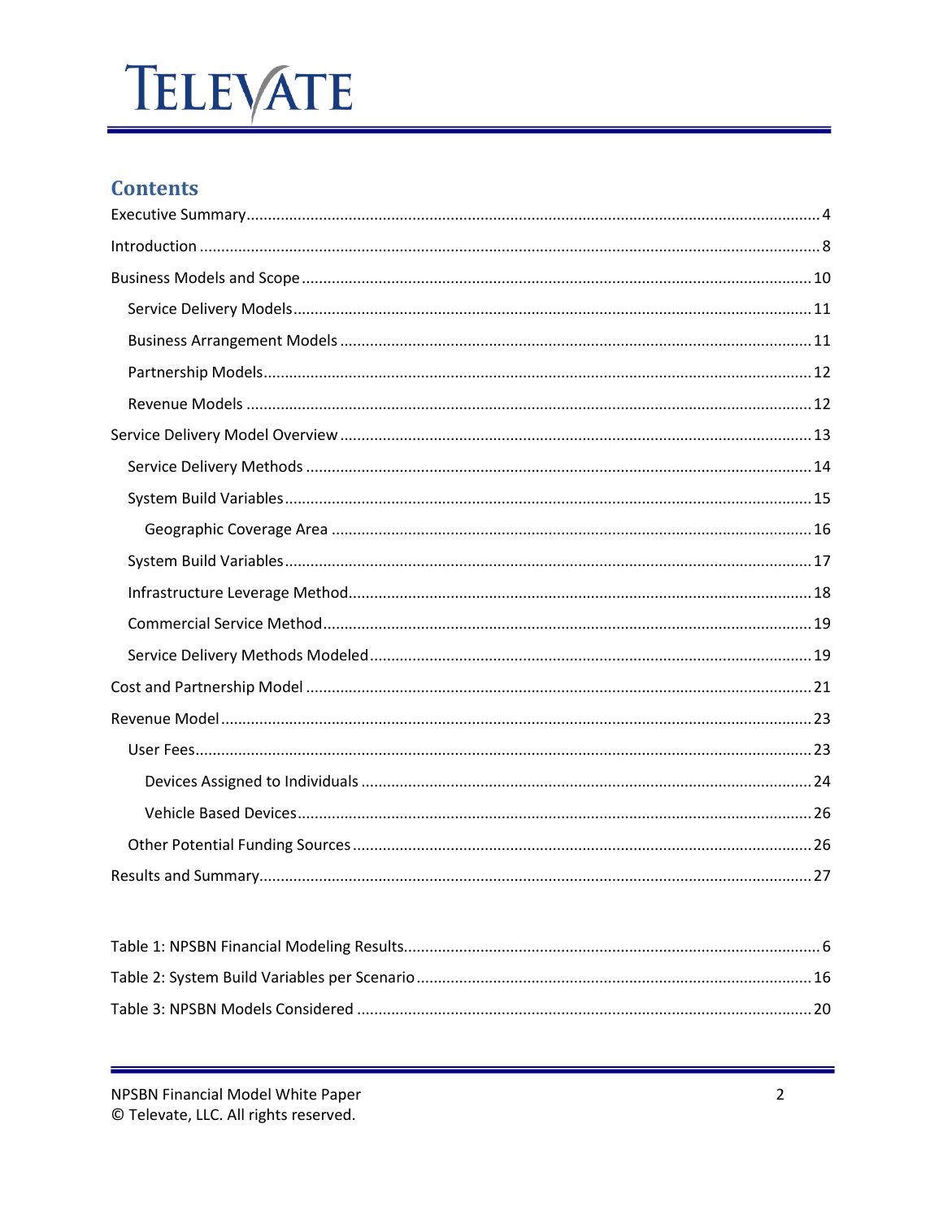## Contents

Executive Summary ..................................................................................................................... 4

Introduction ................................................................................................................................ 8

Business Models and Scope ....................................................................................................... 10

- Service Delivery Models ........................................................................................................ 11
- Business Arrangement Models ............................................................................................. 11
- Partnership Models ................................................................................................................ 12
- Revenue Models .................................................................................................................... 12

Service Delivery Model Overview ............................................................................................. 13

- Service Delivery Methods ..................................................................................................... 14
- System Build Variables .......................................................................................................... 15
  - Geographic Coverage Area ................................................................................................ 16
- System Build Variables .......................................................................................................... 17
- Infrastructure Leverage Method ........................................................................................... 18
- Commercial Service Method ................................................................................................. 19
- Service Delivery Methods Modeled ...................................................................................... 19

Cost and Partnership Model ...................................................................................................... 21

Revenue Model .......................................................................................................................... 23

- User Fees ............................................................................................................................... 23
  - Devices Assigned to Individuals ......................................................................................... 24
  - Vehicle Based Devices ........................................................................................................ 26
- Other Potential Funding Sources .......................................................................................... 26

Results and Summary ................................................................................................................. 27

Table 1: NPSBN Financial Modeling Results ................................................................................. 6

Table 2: System Build Variables per Scenario ............................................................................. 16

Table 3: NPSBN Models Considered ........................................................................................... 20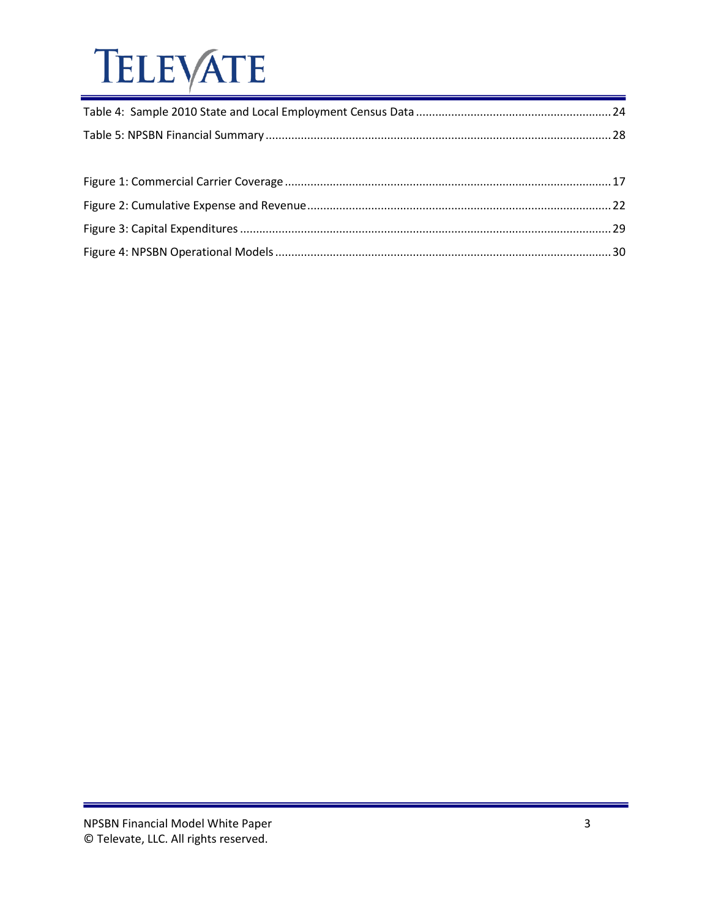Table 4: Sample 2010 State and Local Employment Census Data ............................................................ 24

Table 5: NPSBN Financial Summary ........................................................................................................... 28

Figure 1: Commercial Carrier Coverage .................................................................................................... 17

Figure 2: Cumulative Expense and Revenue ............................................................................................. 22

Figure 3: Capital Expenditures ................................................................................................................... 29

Figure 4: NPSBN Operational Models ........................................................................................................ 30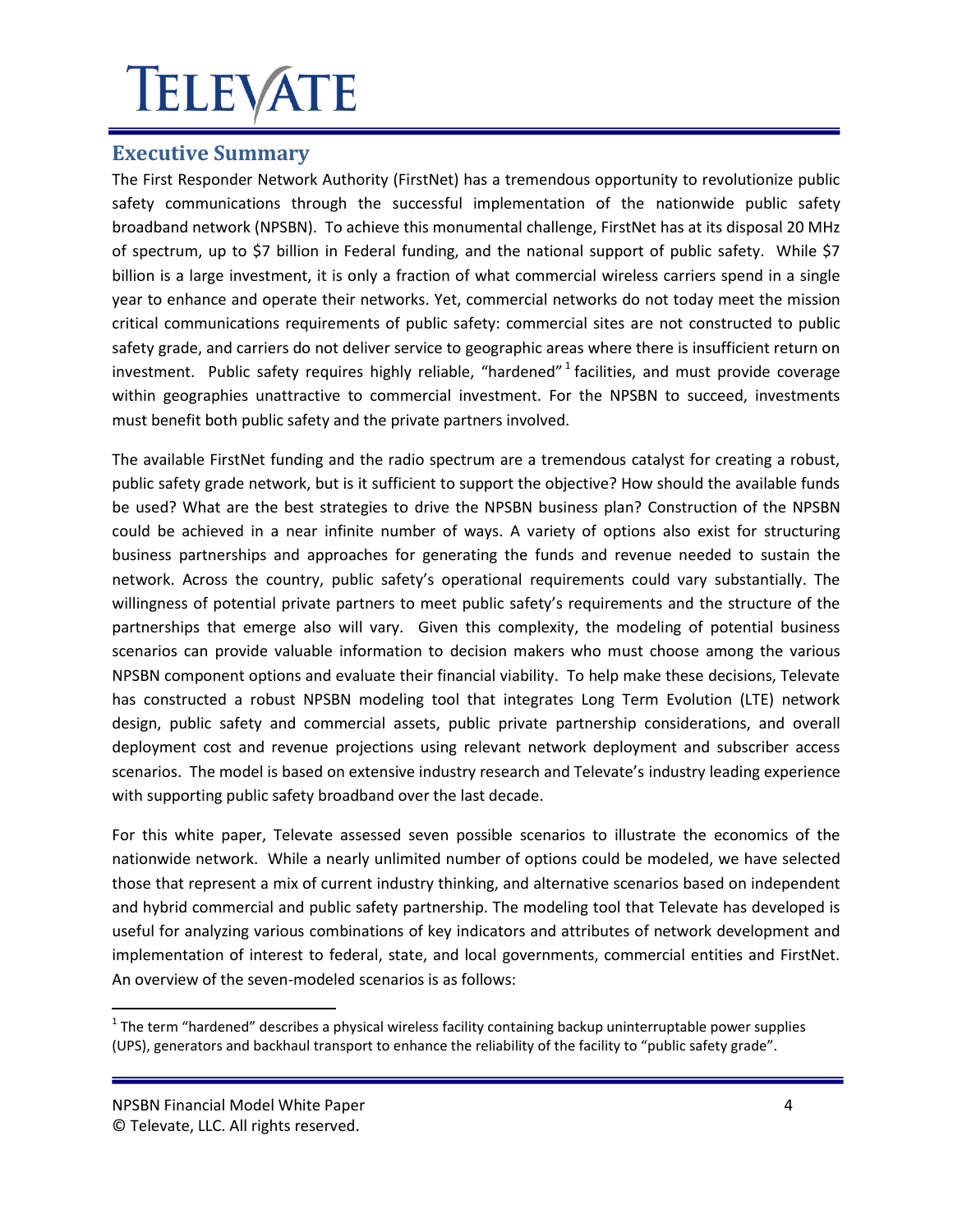## Executive Summary

The First Responder Network Authority (FirstNet) has a tremendous opportunity to revolutionize public safety communications through the successful implementation of the nationwide public safety broadband network (NPSBN). To achieve this monumental challenge, FirstNet has at its disposal 20 MHz of spectrum, up to $7 billion in Federal funding, and the national support of public safety. While $7 billion is a large investment, it is only a fraction of what commercial wireless carriers spend in a single year to enhance and operate their networks. Yet, commercial networks do not today meet the mission critical communications requirements of public safety: commercial sites are not constructed to public safety grade, and carriers do not deliver service to geographic areas where there is insufficient return on investment. Public safety requires highly reliable, "hardened"[1] facilities, and must provide coverage within geographies unattractive to commercial investment. For the NPSBN to succeed, investments must benefit both public safety and the private partners involved.

The available FirstNet funding and the radio spectrum are a tremendous catalyst for creating a robust, public safety grade network, but is it sufficient to support the objective? How should the available funds be used? What are the best strategies to drive the NPSBN business plan? Construction of the NPSBN could be achieved in a near infinite number of ways. A variety of options also exist for structuring business partnerships and approaches for generating the funds and revenue needed to sustain the network. Across the country, public safety's operational requirements could vary substantially. The willingness of potential private partners to meet public safety's requirements and the structure of the partnerships that emerge also will vary. Given this complexity, the modeling of potential business scenarios can provide valuable information to decision makers who must choose among the various NPSBN component options and evaluate their financial viability. To help make these decisions, Televate has constructed a robust NPSBN modeling tool that integrates Long Term Evolution (LTE) network design, public safety and commercial assets, public private partnership considerations, and overall deployment cost and revenue projections using relevant network deployment and subscriber access scenarios. The model is based on extensive industry research and Televate's industry leading experience with supporting public safety broadband over the last decade.

For this white paper, Televate assessed seven possible scenarios to illustrate the economics of the nationwide network. While a nearly unlimited number of options could be modeled, we have selected those that represent a mix of current industry thinking, and alternative scenarios based on independent and hybrid commercial and public safety partnership. The modeling tool that Televate has developed is useful for analyzing various combinations of key indicators and attributes of network development and implementation of interest to federal, state, and local governments, commercial entities and FirstNet. An overview of the seven-modeled scenarios is as follows:

---

[1] The term "hardened" describes a physical wireless facility containing backup uninterruptable power supplies (UPS), generators and backhaul transport to enhance the reliability of the facility to "public safety grade".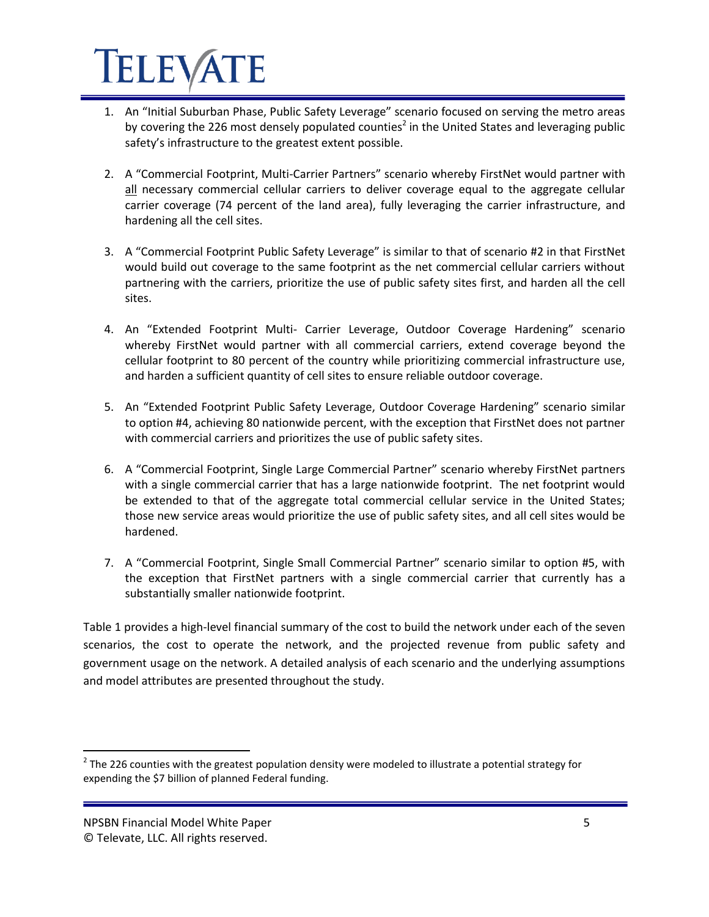1. An "Initial Suburban Phase, Public Safety Leverage" scenario focused on serving the metro areas by covering the 226 most densely populated counties[2] in the United States and leveraging public safety's infrastructure to the greatest extent possible.

2. A "Commercial Footprint, Multi-Carrier Partners" scenario whereby FirstNet would partner with all necessary commercial cellular carriers to deliver coverage equal to the aggregate cellular carrier coverage (74 percent of the land area), fully leveraging the carrier infrastructure, and hardening all the cell sites.

3. A "Commercial Footprint Public Safety Leverage" is similar to that of scenario #2 in that FirstNet would build out coverage to the same footprint as the net commercial cellular carriers without partnering with the carriers, prioritize the use of public safety sites first, and harden all the cell sites.

4. An "Extended Footprint Multi- Carrier Leverage, Outdoor Coverage Hardening" scenario whereby FirstNet would partner with all commercial carriers, extend coverage beyond the cellular footprint to 80 percent of the country while prioritizing commercial infrastructure use, and harden a sufficient quantity of cell sites to ensure reliable outdoor coverage.

5. An "Extended Footprint Public Safety Leverage, Outdoor Coverage Hardening" scenario similar to option #4, achieving 80 nationwide percent, with the exception that FirstNet does not partner with commercial carriers and prioritizes the use of public safety sites.

6. A "Commercial Footprint, Single Large Commercial Partner" scenario whereby FirstNet partners with a single commercial carrier that has a large nationwide footprint. The net footprint would be extended to that of the aggregate total commercial cellular service in the United States; those new service areas would prioritize the use of public safety sites, and all cell sites would be hardened.

7. A "Commercial Footprint, Single Small Commercial Partner" scenario similar to option #5, with the exception that FirstNet partners with a single commercial carrier that currently has a substantially smaller nationwide footprint.

Table 1 provides a high-level financial summary of the cost to build the network under each of the seven scenarios, the cost to operate the network, and the projected revenue from public safety and government usage on the network. A detailed analysis of each scenario and the underlying assumptions and model attributes are presented throughout the study.

---

[2] The 226 counties with the greatest population density were modeled to illustrate a potential strategy for expending the $7 billion of planned Federal funding.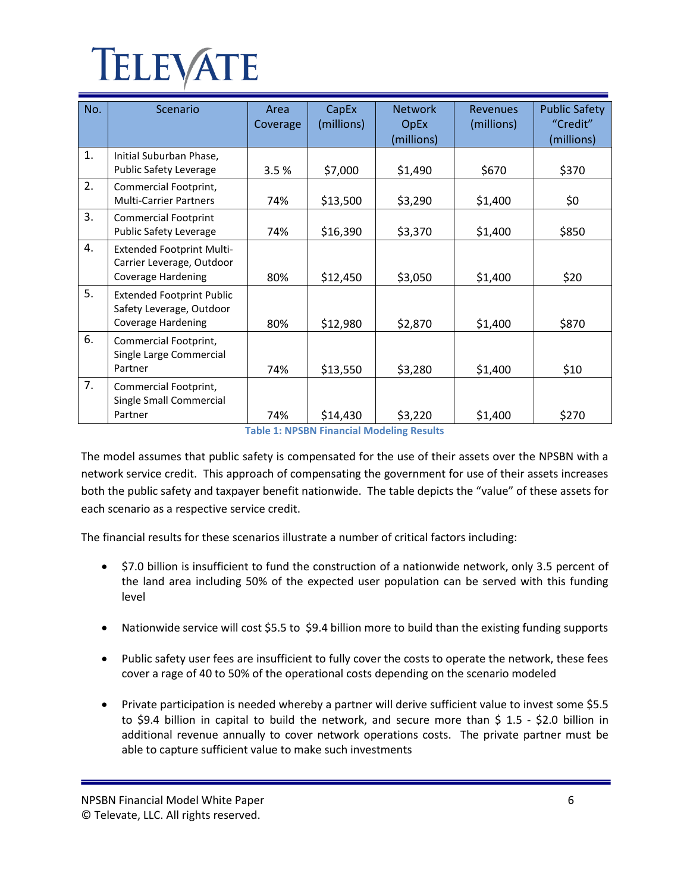| No. | Scenario | Area Coverage | CapEx (millions) | Network OpEx (millions) | Revenues (millions) | Public Safety "Credit" (millions) |
|---|---|---|---|---|---|---|
| 1. | Initial Suburban Phase, Public Safety Leverage | 3.5 % | $7,000 | $1,490 | $670 | $370 |
| 2. | Commercial Footprint, Multi-Carrier Partners | 74% | $13,500 | $3,290 | $1,400 | $0 |
| 3. | Commercial Footprint Public Safety Leverage | 74% | $16,390 | $3,370 | $1,400 | $850 |
| 4. | Extended Footprint Multi-Carrier Leverage, Outdoor Coverage Hardening | 80% | $12,450 | $3,050 | $1,400 | $20 |
| 5. | Extended Footprint Public Safety Leverage, Outdoor Coverage Hardening | 80% | $12,980 | $2,870 | $1,400 | $870 |
| 6. | Commercial Footprint, Single Large Commercial Partner | 74% | $13,550 | $3,280 | $1,400 | $10 |
| 7. | Commercial Footprint, Single Small Commercial Partner | 74% | $14,430 | $3,220 | $1,400 | $270 |

**Table 1: NPSBN Financial Modeling Results**

The model assumes that public safety is compensated for the use of their assets over the NPSBN with a network service credit. This approach of compensating the government for use of their assets increases both the public safety and taxpayer benefit nationwide. The table depicts the "value" of these assets for each scenario as a respective service credit.

The financial results for these scenarios illustrate a number of critical factors including:

- $7.0 billion is insufficient to fund the construction of a nationwide network, only 3.5 percent of the land area including 50% of the expected user population can be served with this funding level
- Nationwide service will cost $5.5 to $9.4 billion more to build than the existing funding supports
- Public safety user fees are insufficient to fully cover the costs to operate the network, these fees cover a rage of 40 to 50% of the operational costs depending on the scenario modeled
- Private participation is needed whereby a partner will derive sufficient value to invest some $5.5 to $9.4 billion in capital to build the network, and secure more than $ 1.5 - $2.0 billion in additional revenue annually to cover network operations costs. The private partner must be able to capture sufficient value to make such investments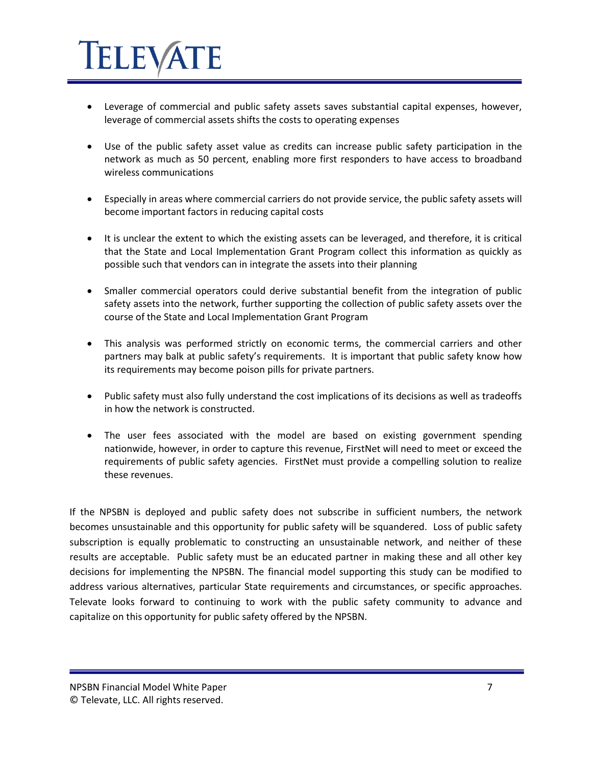- Leverage of commercial and public safety assets saves substantial capital expenses, however, leverage of commercial assets shifts the costs to operating expenses

- Use of the public safety asset value as credits can increase public safety participation in the network as much as 50 percent, enabling more first responders to have access to broadband wireless communications

- Especially in areas where commercial carriers do not provide service, the public safety assets will become important factors in reducing capital costs

- It is unclear the extent to which the existing assets can be leveraged, and therefore, it is critical that the State and Local Implementation Grant Program collect this information as quickly as possible such that vendors can in integrate the assets into their planning

- Smaller commercial operators could derive substantial benefit from the integration of public safety assets into the network, further supporting the collection of public safety assets over the course of the State and Local Implementation Grant Program

- This analysis was performed strictly on economic terms, the commercial carriers and other partners may balk at public safety's requirements. It is important that public safety know how its requirements may become poison pills for private partners.

- Public safety must also fully understand the cost implications of its decisions as well as tradeoffs in how the network is constructed.

- The user fees associated with the model are based on existing government spending nationwide, however, in order to capture this revenue, FirstNet will need to meet or exceed the requirements of public safety agencies. FirstNet must provide a compelling solution to realize these revenues.

If the NPSBN is deployed and public safety does not subscribe in sufficient numbers, the network becomes unsustainable and this opportunity for public safety will be squandered. Loss of public safety subscription is equally problematic to constructing an unsustainable network, and neither of these results are acceptable. Public safety must be an educated partner in making these and all other key decisions for implementing the NPSBN. The financial model supporting this study can be modified to address various alternatives, particular State requirements and circumstances, or specific approaches. Televate looks forward to continuing to work with the public safety community to advance and capitalize on this opportunity for public safety offered by the NPSBN.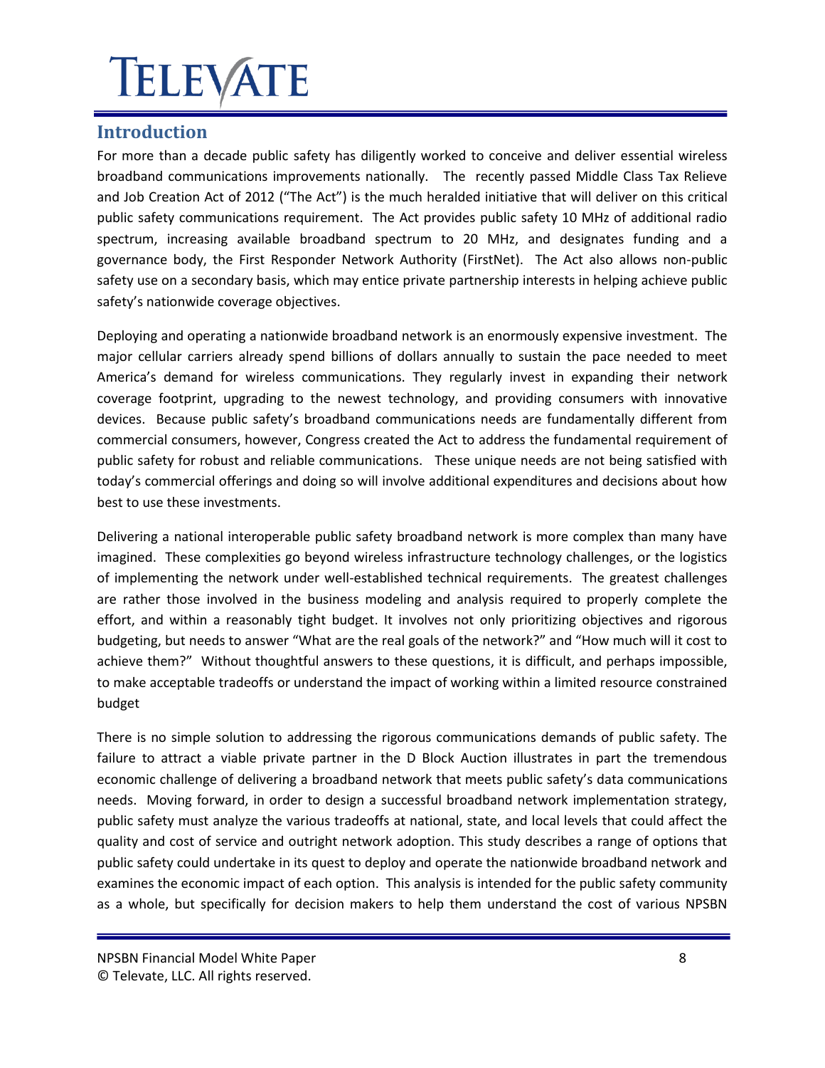## Introduction

For more than a decade public safety has diligently worked to conceive and deliver essential wireless broadband communications improvements nationally. The recently passed Middle Class Tax Relieve and Job Creation Act of 2012 ("The Act") is the much heralded initiative that will deliver on this critical public safety communications requirement. The Act provides public safety 10 MHz of additional radio spectrum, increasing available broadband spectrum to 20 MHz, and designates funding and a governance body, the First Responder Network Authority (FirstNet). The Act also allows non-public safety use on a secondary basis, which may entice private partnership interests in helping achieve public safety's nationwide coverage objectives.

Deploying and operating a nationwide broadband network is an enormously expensive investment. The major cellular carriers already spend billions of dollars annually to sustain the pace needed to meet America's demand for wireless communications. They regularly invest in expanding their network coverage footprint, upgrading to the newest technology, and providing consumers with innovative devices. Because public safety's broadband communications needs are fundamentally different from commercial consumers, however, Congress created the Act to address the fundamental requirement of public safety for robust and reliable communications. These unique needs are not being satisfied with today's commercial offerings and doing so will involve additional expenditures and decisions about how best to use these investments.

Delivering a national interoperable public safety broadband network is more complex than many have imagined. These complexities go beyond wireless infrastructure technology challenges, or the logistics of implementing the network under well-established technical requirements. The greatest challenges are rather those involved in the business modeling and analysis required to properly complete the effort, and within a reasonably tight budget. It involves not only prioritizing objectives and rigorous budgeting, but needs to answer "What are the real goals of the network?" and "How much will it cost to achieve them?" Without thoughtful answers to these questions, it is difficult, and perhaps impossible, to make acceptable tradeoffs or understand the impact of working within a limited resource constrained budget

There is no simple solution to addressing the rigorous communications demands of public safety. The failure to attract a viable private partner in the D Block Auction illustrates in part the tremendous economic challenge of delivering a broadband network that meets public safety's data communications needs. Moving forward, in order to design a successful broadband network implementation strategy, public safety must analyze the various tradeoffs at national, state, and local levels that could affect the quality and cost of service and outright network adoption. This study describes a range of options that public safety could undertake in its quest to deploy and operate the nationwide broadband network and examines the economic impact of each option. This analysis is intended for the public safety community as a whole, but specifically for decision makers to help them understand the cost of various NPSBN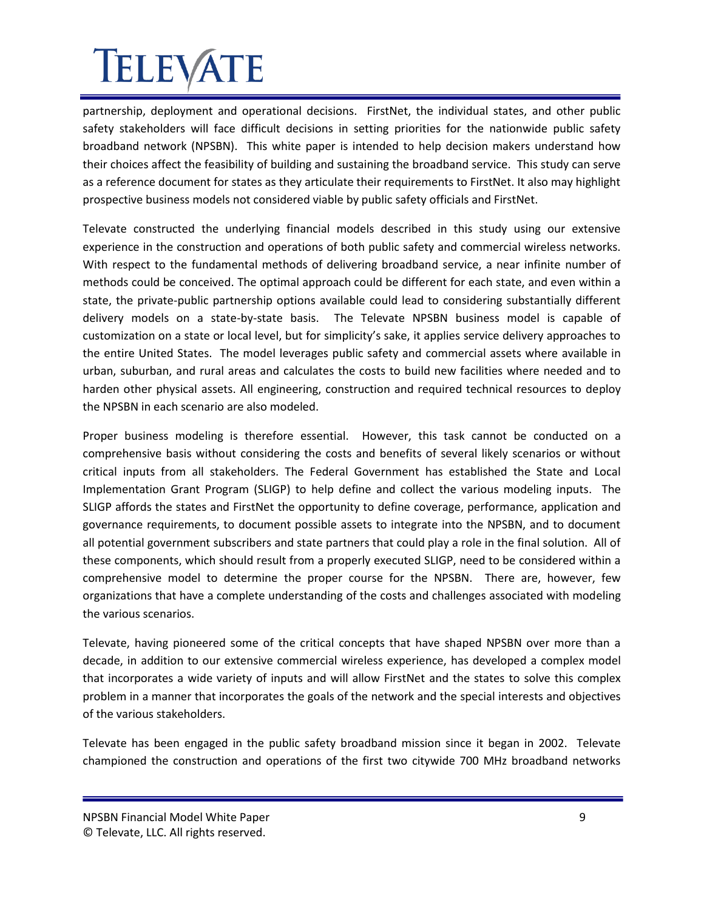partnership, deployment and operational decisions. FirstNet, the individual states, and other public safety stakeholders will face difficult decisions in setting priorities for the nationwide public safety broadband network (NPSBN). This white paper is intended to help decision makers understand how their choices affect the feasibility of building and sustaining the broadband service. This study can serve as a reference document for states as they articulate their requirements to FirstNet. It also may highlight prospective business models not considered viable by public safety officials and FirstNet.

Televate constructed the underlying financial models described in this study using our extensive experience in the construction and operations of both public safety and commercial wireless networks. With respect to the fundamental methods of delivering broadband service, a near infinite number of methods could be conceived. The optimal approach could be different for each state, and even within a state, the private-public partnership options available could lead to considering substantially different delivery models on a state-by-state basis. The Televate NPSBN business model is capable of customization on a state or local level, but for simplicity's sake, it applies service delivery approaches to the entire United States. The model leverages public safety and commercial assets where available in urban, suburban, and rural areas and calculates the costs to build new facilities where needed and to harden other physical assets. All engineering, construction and required technical resources to deploy the NPSBN in each scenario are also modeled.

Proper business modeling is therefore essential. However, this task cannot be conducted on a comprehensive basis without considering the costs and benefits of several likely scenarios or without critical inputs from all stakeholders. The Federal Government has established the State and Local Implementation Grant Program (SLIGP) to help define and collect the various modeling inputs. The SLIGP affords the states and FirstNet the opportunity to define coverage, performance, application and governance requirements, to document possible assets to integrate into the NPSBN, and to document all potential government subscribers and state partners that could play a role in the final solution. All of these components, which should result from a properly executed SLIGP, need to be considered within a comprehensive model to determine the proper course for the NPSBN. There are, however, few organizations that have a complete understanding of the costs and challenges associated with modeling the various scenarios.

Televate, having pioneered some of the critical concepts that have shaped NPSBN over more than a decade, in addition to our extensive commercial wireless experience, has developed a complex model that incorporates a wide variety of inputs and will allow FirstNet and the states to solve this complex problem in a manner that incorporates the goals of the network and the special interests and objectives of the various stakeholders.

Televate has been engaged in the public safety broadband mission since it began in 2002. Televate championed the construction and operations of the first two citywide 700 MHz broadband networks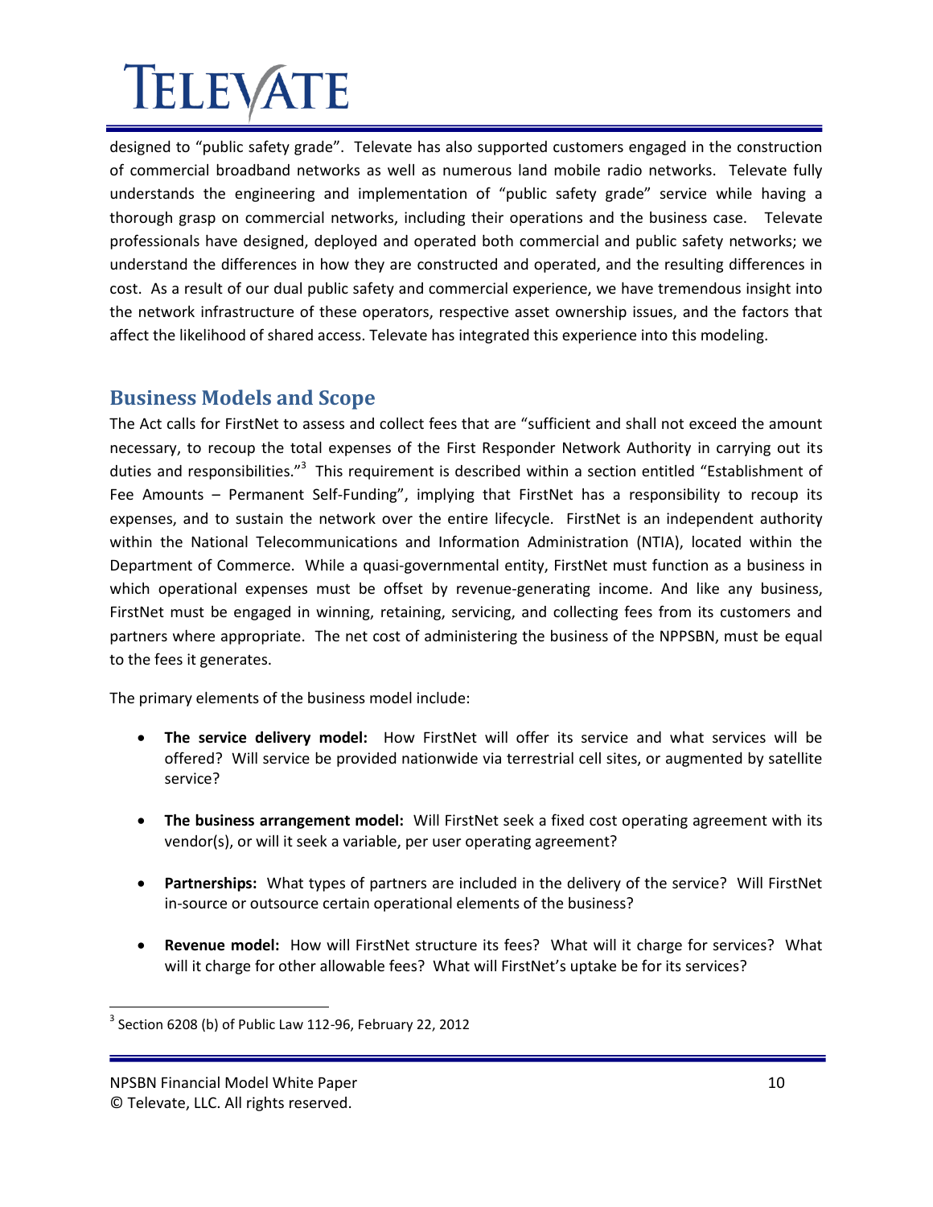designed to "public safety grade". Televate has also supported customers engaged in the construction of commercial broadband networks as well as numerous land mobile radio networks. Televate fully understands the engineering and implementation of "public safety grade" service while having a thorough grasp on commercial networks, including their operations and the business case. Televate professionals have designed, deployed and operated both commercial and public safety networks; we understand the differences in how they are constructed and operated, and the resulting differences in cost. As a result of our dual public safety and commercial experience, we have tremendous insight into the network infrastructure of these operators, respective asset ownership issues, and the factors that affect the likelihood of shared access. Televate has integrated this experience into this modeling.

## Business Models and Scope

The Act calls for FirstNet to assess and collect fees that are "sufficient and shall not exceed the amount necessary, to recoup the total expenses of the First Responder Network Authority in carrying out its duties and responsibilities."[3] This requirement is described within a section entitled "Establishment of Fee Amounts – Permanent Self-Funding", implying that FirstNet has a responsibility to recoup its expenses, and to sustain the network over the entire lifecycle. FirstNet is an independent authority within the National Telecommunications and Information Administration (NTIA), located within the Department of Commerce. While a quasi-governmental entity, FirstNet must function as a business in which operational expenses must be offset by revenue-generating income. And like any business, FirstNet must be engaged in winning, retaining, servicing, and collecting fees from its customers and partners where appropriate. The net cost of administering the business of the NPPSBN, must be equal to the fees it generates.

The primary elements of the business model include:

- **The service delivery model:** How FirstNet will offer its service and what services will be offered? Will service be provided nationwide via terrestrial cell sites, or augmented by satellite service?

- **The business arrangement model:** Will FirstNet seek a fixed cost operating agreement with its vendor(s), or will it seek a variable, per user operating agreement?

- **Partnerships:** What types of partners are included in the delivery of the service? Will FirstNet in-source or outsource certain operational elements of the business?

- **Revenue model:** How will FirstNet structure its fees? What will it charge for services? What will it charge for other allowable fees? What will FirstNet's uptake be for its services?

[3] Section 6208 (b) of Public Law 112-96, February 22, 2012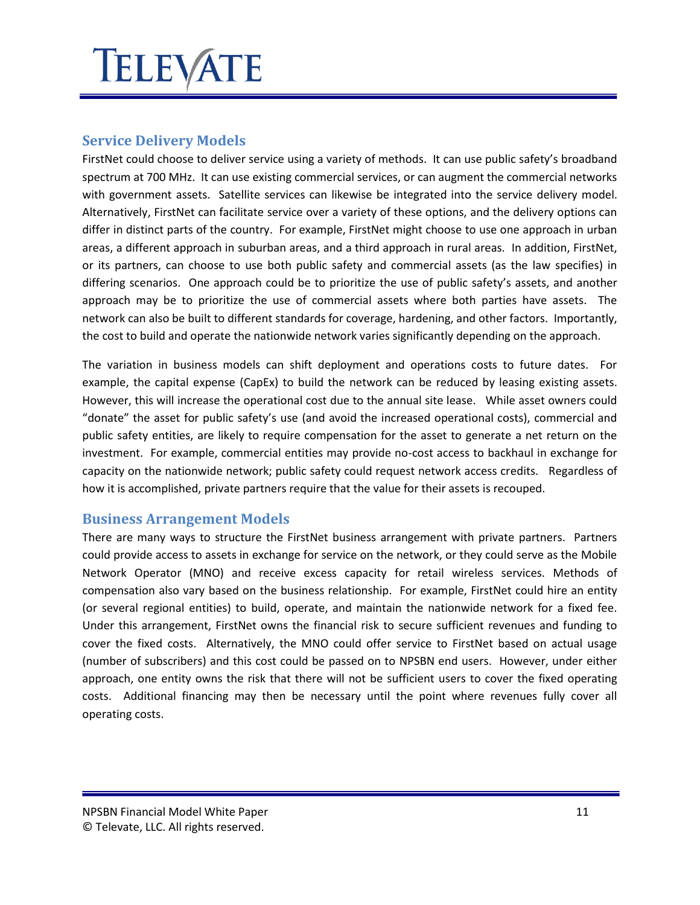## Service Delivery Models

FirstNet could choose to deliver service using a variety of methods. It can use public safety's broadband spectrum at 700 MHz. It can use existing commercial services, or can augment the commercial networks with government assets. Satellite services can likewise be integrated into the service delivery model. Alternatively, FirstNet can facilitate service over a variety of these options, and the delivery options can differ in distinct parts of the country. For example, FirstNet might choose to use one approach in urban areas, a different approach in suburban areas, and a third approach in rural areas. In addition, FirstNet, or its partners, can choose to use both public safety and commercial assets (as the law specifies) in differing scenarios. One approach could be to prioritize the use of public safety's assets, and another approach may be to prioritize the use of commercial assets where both parties have assets. The network can also be built to different standards for coverage, hardening, and other factors. Importantly, the cost to build and operate the nationwide network varies significantly depending on the approach.

The variation in business models can shift deployment and operations costs to future dates. For example, the capital expense (CapEx) to build the network can be reduced by leasing existing assets. However, this will increase the operational cost due to the annual site lease. While asset owners could "donate" the asset for public safety's use (and avoid the increased operational costs), commercial and public safety entities, are likely to require compensation for the asset to generate a net return on the investment. For example, commercial entities may provide no-cost access to backhaul in exchange for capacity on the nationwide network; public safety could request network access credits. Regardless of how it is accomplished, private partners require that the value for their assets is recouped.

## Business Arrangement Models

There are many ways to structure the FirstNet business arrangement with private partners. Partners could provide access to assets in exchange for service on the network, or they could serve as the Mobile Network Operator (MNO) and receive excess capacity for retail wireless services. Methods of compensation also vary based on the business relationship. For example, FirstNet could hire an entity (or several regional entities) to build, operate, and maintain the nationwide network for a fixed fee. Under this arrangement, FirstNet owns the financial risk to secure sufficient revenues and funding to cover the fixed costs. Alternatively, the MNO could offer service to FirstNet based on actual usage (number of subscribers) and this cost could be passed on to NPSBN end users. However, under either approach, one entity owns the risk that there will not be sufficient users to cover the fixed operating costs. Additional financing may then be necessary until the point where revenues fully cover all operating costs.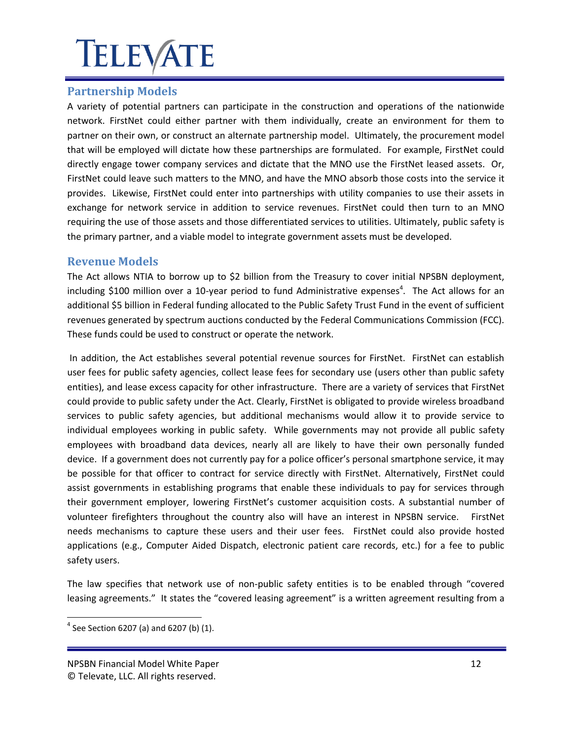## Partnership Models

A variety of potential partners can participate in the construction and operations of the nationwide network. FirstNet could either partner with them individually, create an environment for them to partner on their own, or construct an alternate partnership model. Ultimately, the procurement model that will be employed will dictate how these partnerships are formulated. For example, FirstNet could directly engage tower company services and dictate that the MNO use the FirstNet leased assets. Or, FirstNet could leave such matters to the MNO, and have the MNO absorb those costs into the service it provides. Likewise, FirstNet could enter into partnerships with utility companies to use their assets in exchange for network service in addition to service revenues. FirstNet could then turn to an MNO requiring the use of those assets and those differentiated services to utilities. Ultimately, public safety is the primary partner, and a viable model to integrate government assets must be developed.

## Revenue Models

The Act allows NTIA to borrow up to $2 billion from the Treasury to cover initial NPSBN deployment, including $100 million over a 10-year period to fund Administrative expenses[4]. The Act allows for an additional $5 billion in Federal funding allocated to the Public Safety Trust Fund in the event of sufficient revenues generated by spectrum auctions conducted by the Federal Communications Commission (FCC). These funds could be used to construct or operate the network.

In addition, the Act establishes several potential revenue sources for FirstNet. FirstNet can establish user fees for public safety agencies, collect lease fees for secondary use (users other than public safety entities), and lease excess capacity for other infrastructure. There are a variety of services that FirstNet could provide to public safety under the Act. Clearly, FirstNet is obligated to provide wireless broadband services to public safety agencies, but additional mechanisms would allow it to provide service to individual employees working in public safety. While governments may not provide all public safety employees with broadband data devices, nearly all are likely to have their own personally funded device. If a government does not currently pay for a police officer's personal smartphone service, it may be possible for that officer to contract for service directly with FirstNet. Alternatively, FirstNet could assist governments in establishing programs that enable these individuals to pay for services through their government employer, lowering FirstNet's customer acquisition costs. A substantial number of volunteer firefighters throughout the country also will have an interest in NPSBN service. FirstNet needs mechanisms to capture these users and their user fees. FirstNet could also provide hosted applications (e.g., Computer Aided Dispatch, electronic patient care records, etc.) for a fee to public safety users.

The law specifies that network use of non-public safety entities is to be enabled through "covered leasing agreements." It states the "covered leasing agreement" is a written agreement resulting from a

[4] See Section 6207 (a) and 6207 (b) (1).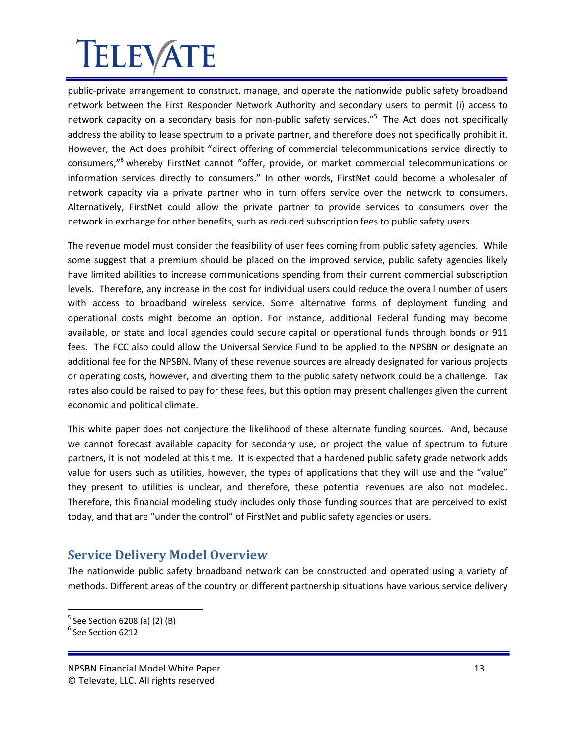public-private arrangement to construct, manage, and operate the nationwide public safety broadband network between the First Responder Network Authority and secondary users to permit (i) access to network capacity on a secondary basis for non-public safety services."[5] The Act does not specifically address the ability to lease spectrum to a private partner, and therefore does not specifically prohibit it. However, the Act does prohibit "direct offering of commercial telecommunications service directly to consumers,"[6] whereby FirstNet cannot "offer, provide, or market commercial telecommunications or information services directly to consumers." In other words, FirstNet could become a wholesaler of network capacity via a private partner who in turn offers service over the network to consumers. Alternatively, FirstNet could allow the private partner to provide services to consumers over the network in exchange for other benefits, such as reduced subscription fees to public safety users.

The revenue model must consider the feasibility of user fees coming from public safety agencies. While some suggest that a premium should be placed on the improved service, public safety agencies likely have limited abilities to increase communications spending from their current commercial subscription levels. Therefore, any increase in the cost for individual users could reduce the overall number of users with access to broadband wireless service. Some alternative forms of deployment funding and operational costs might become an option. For instance, additional Federal funding may become available, or state and local agencies could secure capital or operational funds through bonds or 911 fees. The FCC also could allow the Universal Service Fund to be applied to the NPSBN or designate an additional fee for the NPSBN. Many of these revenue sources are already designated for various projects or operating costs, however, and diverting them to the public safety network could be a challenge. Tax rates also could be raised to pay for these fees, but this option may present challenges given the current economic and political climate.

This white paper does not conjecture the likelihood of these alternate funding sources. And, because we cannot forecast available capacity for secondary use, or project the value of spectrum to future partners, it is not modeled at this time. It is expected that a hardened public safety grade network adds value for users such as utilities, however, the types of applications that they will use and the "value" they present to utilities is unclear, and therefore, these potential revenues are also not modeled. Therefore, this financial modeling study includes only those funding sources that are perceived to exist today, and that are "under the control" of FirstNet and public safety agencies or users.

## Service Delivery Model Overview

The nationwide public safety broadband network can be constructed and operated using a variety of methods. Different areas of the country or different partnership situations have various service delivery

[5] See Section 6208 (a) (2) (B)

[6] See Section 6212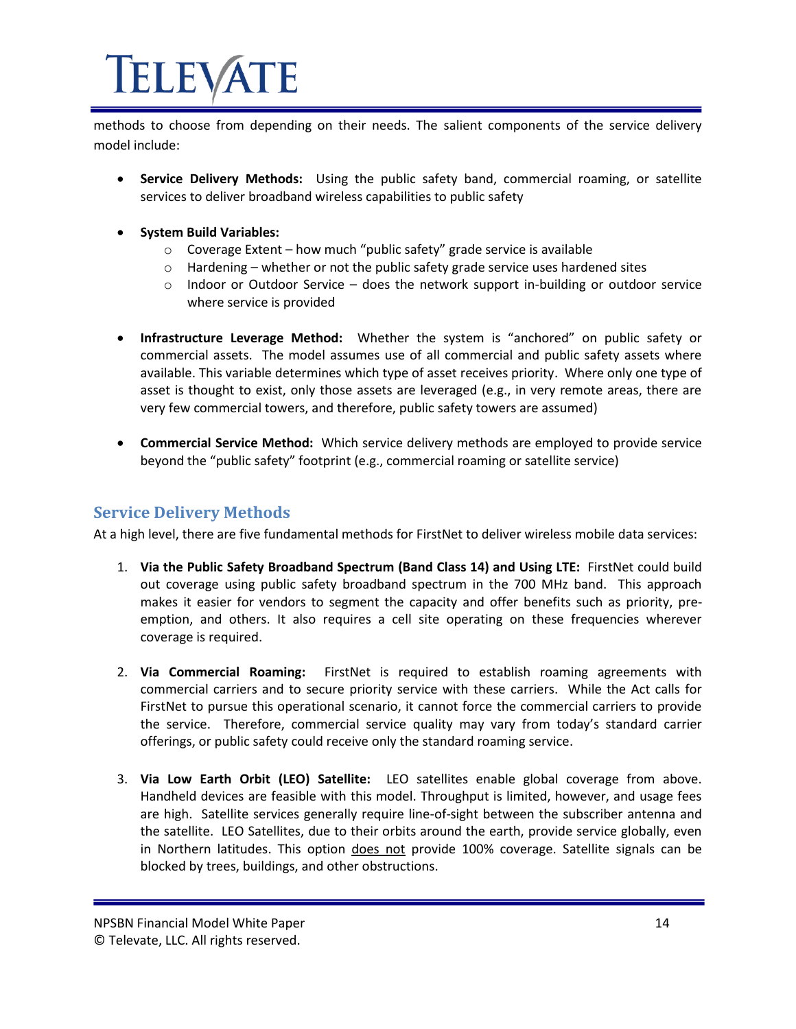methods to choose from depending on their needs. The salient components of the service delivery model include:

- **Service Delivery Methods:** Using the public safety band, commercial roaming, or satellite services to deliver broadband wireless capabilities to public safety
- **System Build Variables:**
  - Coverage Extent – how much "public safety" grade service is available
  - Hardening – whether or not the public safety grade service uses hardened sites
  - Indoor or Outdoor Service – does the network support in-building or outdoor service where service is provided
- **Infrastructure Leverage Method:** Whether the system is "anchored" on public safety or commercial assets. The model assumes use of all commercial and public safety assets where available. This variable determines which type of asset receives priority. Where only one type of asset is thought to exist, only those assets are leveraged (e.g., in very remote areas, there are very few commercial towers, and therefore, public safety towers are assumed)
- **Commercial Service Method:** Which service delivery methods are employed to provide service beyond the "public safety" footprint (e.g., commercial roaming or satellite service)

## Service Delivery Methods

At a high level, there are five fundamental methods for FirstNet to deliver wireless mobile data services:

1. **Via the Public Safety Broadband Spectrum (Band Class 14) and Using LTE:** FirstNet could build out coverage using public safety broadband spectrum in the 700 MHz band. This approach makes it easier for vendors to segment the capacity and offer benefits such as priority, pre-emption, and others. It also requires a cell site operating on these frequencies wherever coverage is required.

2. **Via Commercial Roaming:** FirstNet is required to establish roaming agreements with commercial carriers and to secure priority service with these carriers. While the Act calls for FirstNet to pursue this operational scenario, it cannot force the commercial carriers to provide the service. Therefore, commercial service quality may vary from today's standard carrier offerings, or public safety could receive only the standard roaming service.

3. **Via Low Earth Orbit (LEO) Satellite:** LEO satellites enable global coverage from above. Handheld devices are feasible with this model. Throughput is limited, however, and usage fees are high. Satellite services generally require line-of-sight between the subscriber antenna and the satellite. LEO Satellites, due to their orbits around the earth, provide service globally, even in Northern latitudes. This option <u>does not</u> provide 100% coverage. Satellite signals can be blocked by trees, buildings, and other obstructions.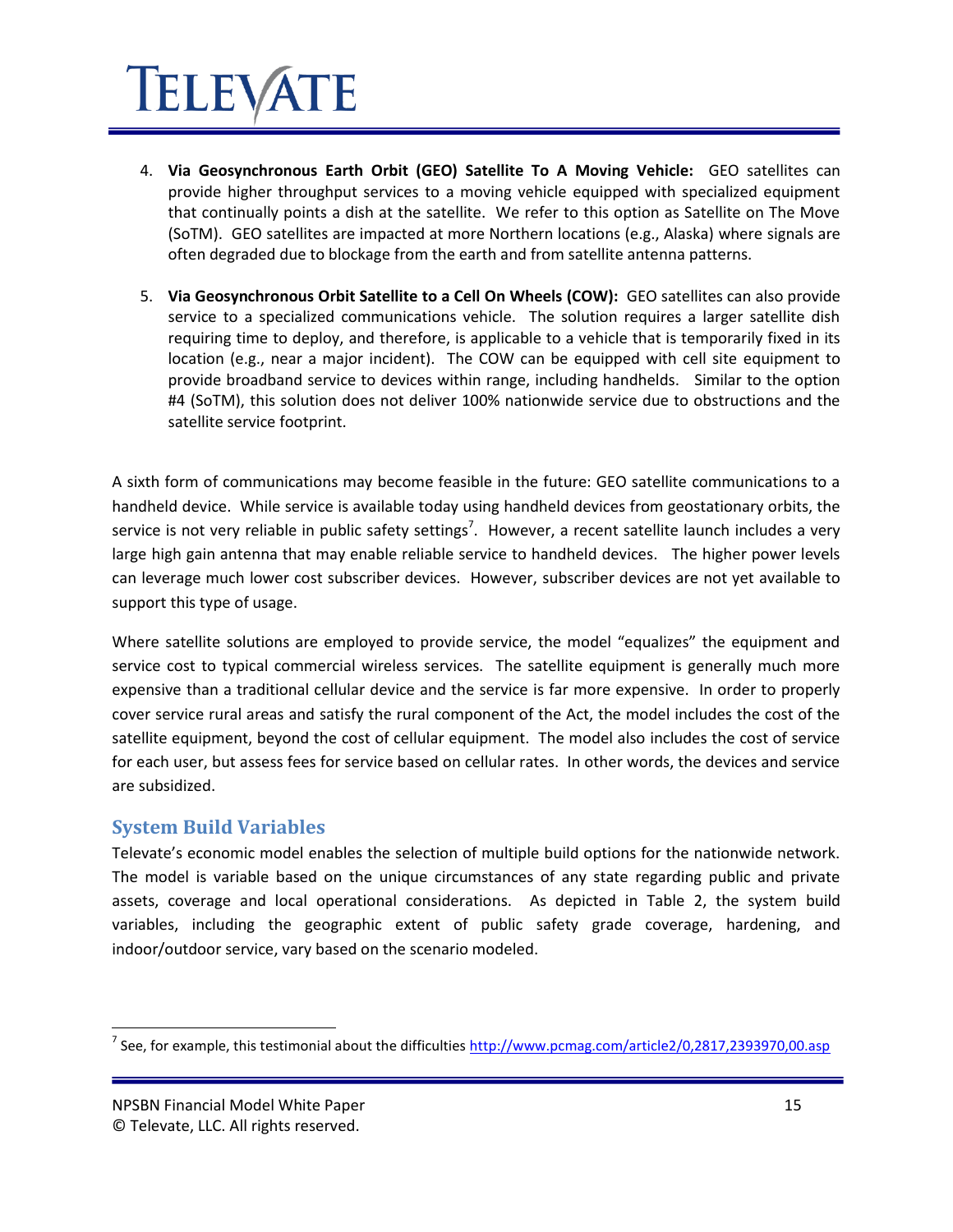4. **Via Geosynchronous Earth Orbit (GEO) Satellite To A Moving Vehicle:** GEO satellites can provide higher throughput services to a moving vehicle equipped with specialized equipment that continually points a dish at the satellite. We refer to this option as Satellite on The Move (SoTM). GEO satellites are impacted at more Northern locations (e.g., Alaska) where signals are often degraded due to blockage from the earth and from satellite antenna patterns.

5. **Via Geosynchronous Orbit Satellite to a Cell On Wheels (COW):** GEO satellites can also provide service to a specialized communications vehicle. The solution requires a larger satellite dish requiring time to deploy, and therefore, is applicable to a vehicle that is temporarily fixed in its location (e.g., near a major incident). The COW can be equipped with cell site equipment to provide broadband service to devices within range, including handhelds. Similar to the option #4 (SoTM), this solution does not deliver 100% nationwide service due to obstructions and the satellite service footprint.

A sixth form of communications may become feasible in the future: GEO satellite communications to a handheld device. While service is available today using handheld devices from geostationary orbits, the service is not very reliable in public safety settings[7]. However, a recent satellite launch includes a very large high gain antenna that may enable reliable service to handheld devices. The higher power levels can leverage much lower cost subscriber devices. However, subscriber devices are not yet available to support this type of usage.

Where satellite solutions are employed to provide service, the model "equalizes" the equipment and service cost to typical commercial wireless services. The satellite equipment is generally much more expensive than a traditional cellular device and the service is far more expensive. In order to properly cover service rural areas and satisfy the rural component of the Act, the model includes the cost of the satellite equipment, beyond the cost of cellular equipment. The model also includes the cost of service for each user, but assess fees for service based on cellular rates. In other words, the devices and service are subsidized.

## System Build Variables

Televate's economic model enables the selection of multiple build options for the nationwide network. The model is variable based on the unique circumstances of any state regarding public and private assets, coverage and local operational considerations. As depicted in Table 2, the system build variables, including the geographic extent of public safety grade coverage, hardening, and indoor/outdoor service, vary based on the scenario modeled.

[7] See, for example, this testimonial about the difficulties http://www.pcmag.com/article2/0,2817,2393970,00.asp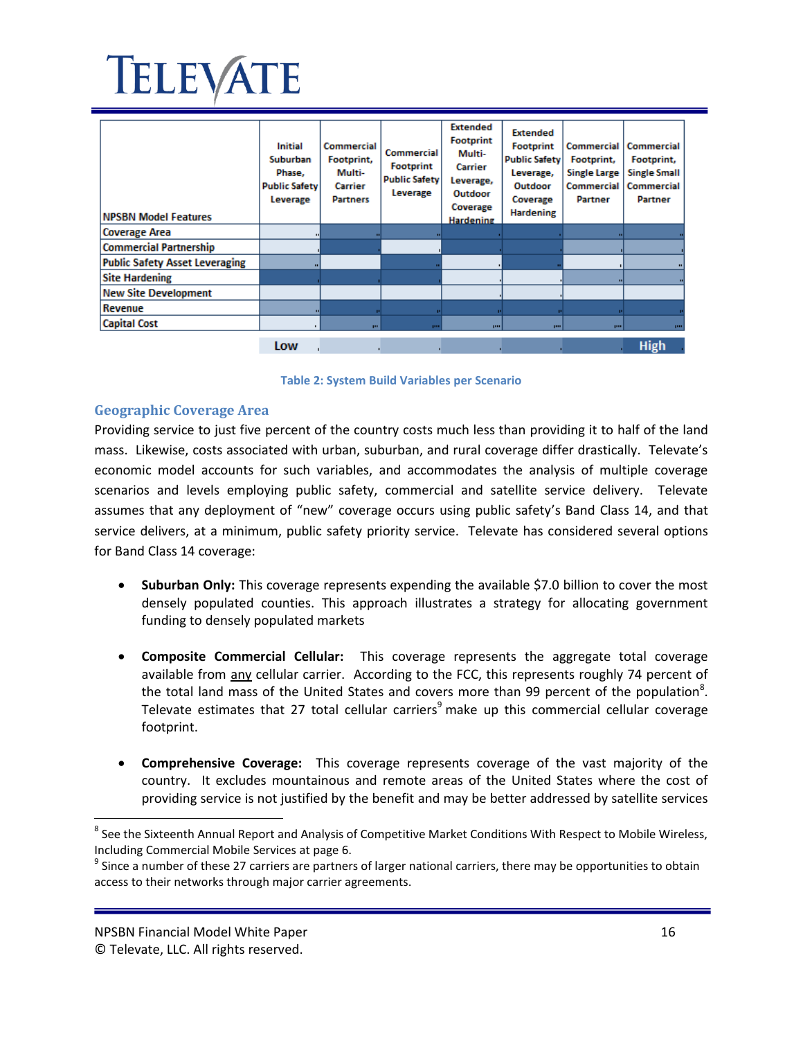| NPSBN Model Features | Initial Suburban Phase, Public Safety Leverage | Commercial Footprint, Multi-Carrier Partners | Commercial Footprint Public Safety Leverage | Extended Footprint Multi-Carrier Leverage, Outdoor Coverage Hardening | Extended Footprint Public Safety Leverage, Outdoor Coverage Hardening | Commercial Footprint, Single Large Commercial Partner | Commercial Footprint, Single Small Commercial Partner |
|---|---|---|---|---|---|---|---|
| Coverage Area | | | | | | | |
| Commercial Partnership | | | | | | | |
| Public Safety Asset Leveraging | | | | | | | |
| Site Hardening | | | | | | | |
| New Site Development | | | | | | | |
| Revenue | | | | | | | |
| Capital Cost | | | | | | | |

Low → High

**Table 2: System Build Variables per Scenario**

## Geographic Coverage Area

Providing service to just five percent of the country costs much less than providing it to half of the land mass. Likewise, costs associated with urban, suburban, and rural coverage differ drastically. Televate's economic model accounts for such variables, and accommodates the analysis of multiple coverage scenarios and levels employing public safety, commercial and satellite service delivery. Televate assumes that any deployment of "new" coverage occurs using public safety's Band Class 14, and that service delivers, at a minimum, public safety priority service. Televate has considered several options for Band Class 14 coverage:

- **Suburban Only:** This coverage represents expending the available $7.0 billion to cover the most densely populated counties. This approach illustrates a strategy for allocating government funding to densely populated markets

- **Composite Commercial Cellular:** This coverage represents the aggregate total coverage available from any cellular carrier. According to the FCC, this represents roughly 74 percent of the total land mass of the United States and covers more than 99 percent of the population[8]. Televate estimates that 27 total cellular carriers[9] make up this commercial cellular coverage footprint.

- **Comprehensive Coverage:** This coverage represents coverage of the vast majority of the country. It excludes mountainous and remote areas of the United States where the cost of providing service is not justified by the benefit and may be better addressed by satellite services

[8] See the Sixteenth Annual Report and Analysis of Competitive Market Conditions With Respect to Mobile Wireless, Including Commercial Mobile Services at page 6.

[9] Since a number of these 27 carriers are partners of larger national carriers, there may be opportunities to obtain access to their networks through major carrier agreements.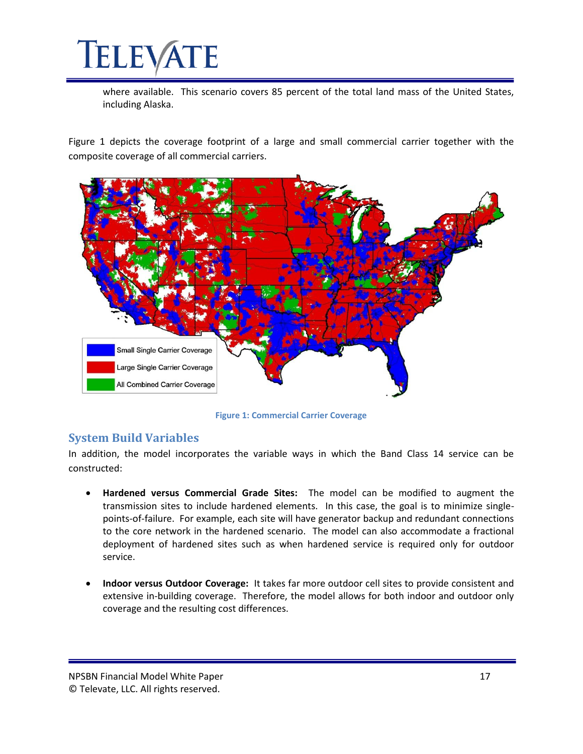where available. This scenario covers 85 percent of the total land mass of the United States, including Alaska.

Figure 1 depicts the coverage footprint of a large and small commercial carrier together with the composite coverage of all commercial carriers.

Small Single Carrier Coverage

Large Single Carrier Coverage

All Combined Carrier Coverage

**Figure 1: Commercial Carrier Coverage**

## System Build Variables

In addition, the model incorporates the variable ways in which the Band Class 14 service can be constructed:

- **Hardened versus Commercial Grade Sites:** The model can be modified to augment the transmission sites to include hardened elements. In this case, the goal is to minimize single-points-of-failure. For example, each site will have generator backup and redundant connections to the core network in the hardened scenario. The model can also accommodate a fractional deployment of hardened sites such as when hardened service is required only for outdoor service.

- **Indoor versus Outdoor Coverage:** It takes far more outdoor cell sites to provide consistent and extensive in-building coverage. Therefore, the model allows for both indoor and outdoor only coverage and the resulting cost differences.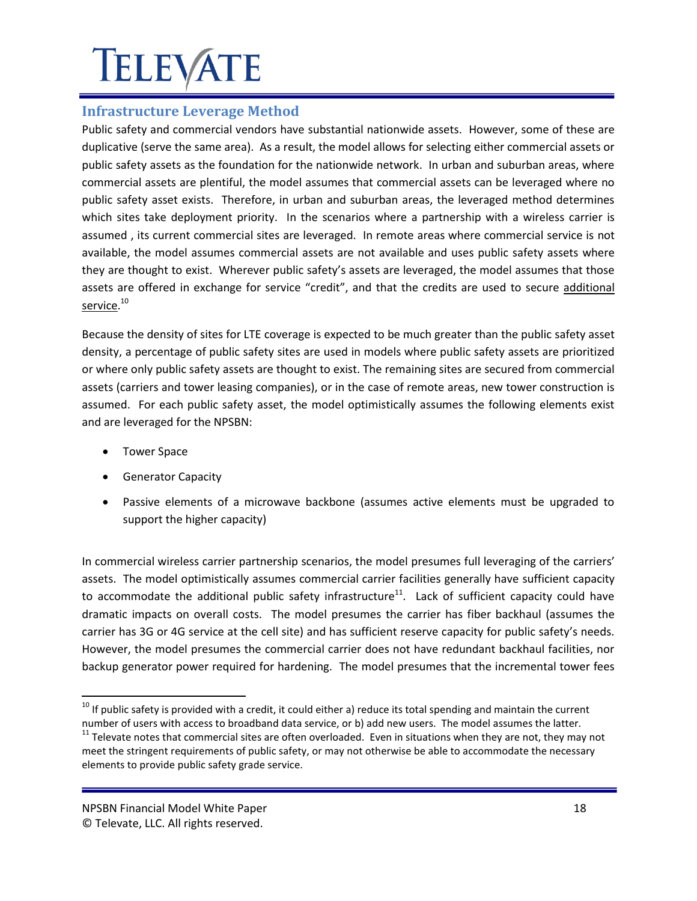## Infrastructure Leverage Method

Public safety and commercial vendors have substantial nationwide assets. However, some of these are duplicative (serve the same area). As a result, the model allows for selecting either commercial assets or public safety assets as the foundation for the nationwide network. In urban and suburban areas, where commercial assets are plentiful, the model assumes that commercial assets can be leveraged where no public safety asset exists. Therefore, in urban and suburban areas, the leveraged method determines which sites take deployment priority. In the scenarios where a partnership with a wireless carrier is assumed , its current commercial sites are leveraged. In remote areas where commercial service is not available, the model assumes commercial assets are not available and uses public safety assets where they are thought to exist. Wherever public safety's assets are leveraged, the model assumes that those assets are offered in exchange for service "credit", and that the credits are used to secure additional service.[10]

Because the density of sites for LTE coverage is expected to be much greater than the public safety asset density, a percentage of public safety sites are used in models where public safety assets are prioritized or where only public safety assets are thought to exist. The remaining sites are secured from commercial assets (carriers and tower leasing companies), or in the case of remote areas, new tower construction is assumed. For each public safety asset, the model optimistically assumes the following elements exist and are leveraged for the NPSBN:

- Tower Space
- Generator Capacity
- Passive elements of a microwave backbone (assumes active elements must be upgraded to support the higher capacity)

In commercial wireless carrier partnership scenarios, the model presumes full leveraging of the carriers' assets. The model optimistically assumes commercial carrier facilities generally have sufficient capacity to accommodate the additional public safety infrastructure[11]. Lack of sufficient capacity could have dramatic impacts on overall costs. The model presumes the carrier has fiber backhaul (assumes the carrier has 3G or 4G service at the cell site) and has sufficient reserve capacity for public safety's needs. However, the model presumes the commercial carrier does not have redundant backhaul facilities, nor backup generator power required for hardening. The model presumes that the incremental tower fees

[10] If public safety is provided with a credit, it could either a) reduce its total spending and maintain the current number of users with access to broadband data service, or b) add new users. The model assumes the latter.

[11] Televate notes that commercial sites are often overloaded. Even in situations when they are not, they may not meet the stringent requirements of public safety, or may not otherwise be able to accommodate the necessary elements to provide public safety grade service.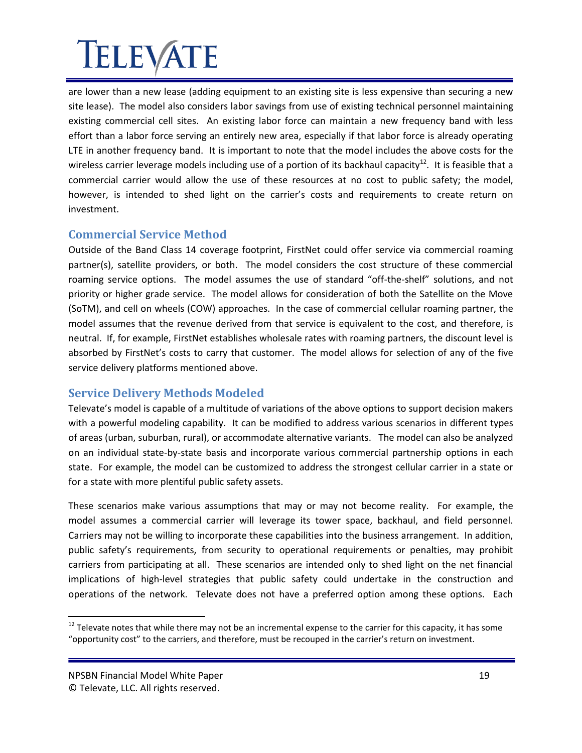are lower than a new lease (adding equipment to an existing site is less expensive than securing a new site lease). The model also considers labor savings from use of existing technical personnel maintaining existing commercial cell sites. An existing labor force can maintain a new frequency band with less effort than a labor force serving an entirely new area, especially if that labor force is already operating LTE in another frequency band. It is important to note that the model includes the above costs for the wireless carrier leverage models including use of a portion of its backhaul capacity[12]. It is feasible that a commercial carrier would allow the use of these resources at no cost to public safety; the model, however, is intended to shed light on the carrier's costs and requirements to create return on investment.

## Commercial Service Method

Outside of the Band Class 14 coverage footprint, FirstNet could offer service via commercial roaming partner(s), satellite providers, or both. The model considers the cost structure of these commercial roaming service options. The model assumes the use of standard "off-the-shelf" solutions, and not priority or higher grade service. The model allows for consideration of both the Satellite on the Move (SoTM), and cell on wheels (COW) approaches. In the case of commercial cellular roaming partner, the model assumes that the revenue derived from that service is equivalent to the cost, and therefore, is neutral. If, for example, FirstNet establishes wholesale rates with roaming partners, the discount level is absorbed by FirstNet's costs to carry that customer. The model allows for selection of any of the five service delivery platforms mentioned above.

## Service Delivery Methods Modeled

Televate's model is capable of a multitude of variations of the above options to support decision makers with a powerful modeling capability. It can be modified to address various scenarios in different types of areas (urban, suburban, rural), or accommodate alternative variants. The model can also be analyzed on an individual state-by-state basis and incorporate various commercial partnership options in each state. For example, the model can be customized to address the strongest cellular carrier in a state or for a state with more plentiful public safety assets.

These scenarios make various assumptions that may or may not become reality. For example, the model assumes a commercial carrier will leverage its tower space, backhaul, and field personnel. Carriers may not be willing to incorporate these capabilities into the business arrangement. In addition, public safety's requirements, from security to operational requirements or penalties, may prohibit carriers from participating at all. These scenarios are intended only to shed light on the net financial implications of high-level strategies that public safety could undertake in the construction and operations of the network. Televate does not have a preferred option among these options. Each

[12] Televate notes that while there may not be an incremental expense to the carrier for this capacity, it has some "opportunity cost" to the carriers, and therefore, must be recouped in the carrier's return on investment.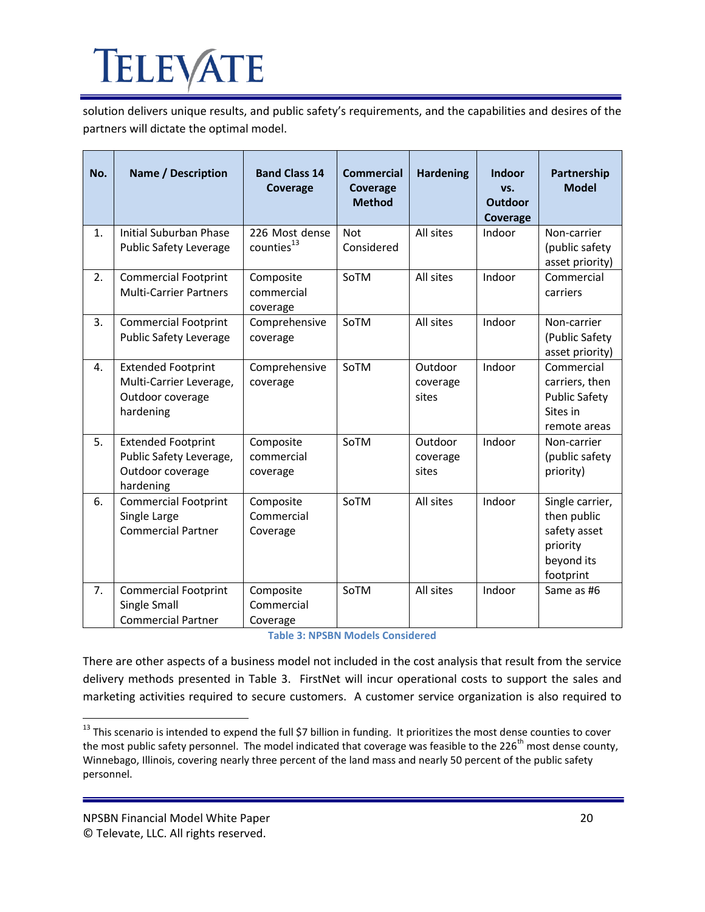solution delivers unique results, and public safety's requirements, and the capabilities and desires of the partners will dictate the optimal model.

| No. | Name / Description | Band Class 14 Coverage | Commercial Coverage Method | Hardening | Indoor vs. Outdoor Coverage | Partnership Model |
|---|---|---|---|---|---|---|
| 1. | Initial Suburban Phase Public Safety Leverage | 226 Most dense counties[13] | Not Considered | All sites | Indoor | Non-carrier (public safety asset priority) |
| 2. | Commercial Footprint Multi-Carrier Partners | Composite commercial coverage | SoTM | All sites | Indoor | Commercial carriers |
| 3. | Commercial Footprint Public Safety Leverage | Comprehensive coverage | SoTM | All sites | Indoor | Non-carrier (Public Safety asset priority) |
| 4. | Extended Footprint Multi-Carrier Leverage, Outdoor coverage hardening | Comprehensive coverage | SoTM | Outdoor coverage sites | Indoor | Commercial carriers, then Public Safety Sites in remote areas |
| 5. | Extended Footprint Public Safety Leverage, Outdoor coverage hardening | Composite commercial coverage | SoTM | Outdoor coverage sites | Indoor | Non-carrier (public safety priority) |
| 6. | Commercial Footprint Single Large Commercial Partner | Composite Commercial Coverage | SoTM | All sites | Indoor | Single carrier, then public safety asset priority beyond its footprint |
| 7. | Commercial Footprint Single Small Commercial Partner | Composite Commercial Coverage | SoTM | All sites | Indoor | Same as #6 |

**Table 3: NPSBN Models Considered**

There are other aspects of a business model not included in the cost analysis that result from the service delivery methods presented in Table 3. FirstNet will incur operational costs to support the sales and marketing activities required to secure customers. A customer service organization is also required to

[13] This scenario is intended to expend the full $7 billion in funding. It prioritizes the most dense counties to cover the most public safety personnel. The model indicated that coverage was feasible to the 226th most dense county, Winnebago, Illinois, covering nearly three percent of the land mass and nearly 50 percent of the public safety personnel.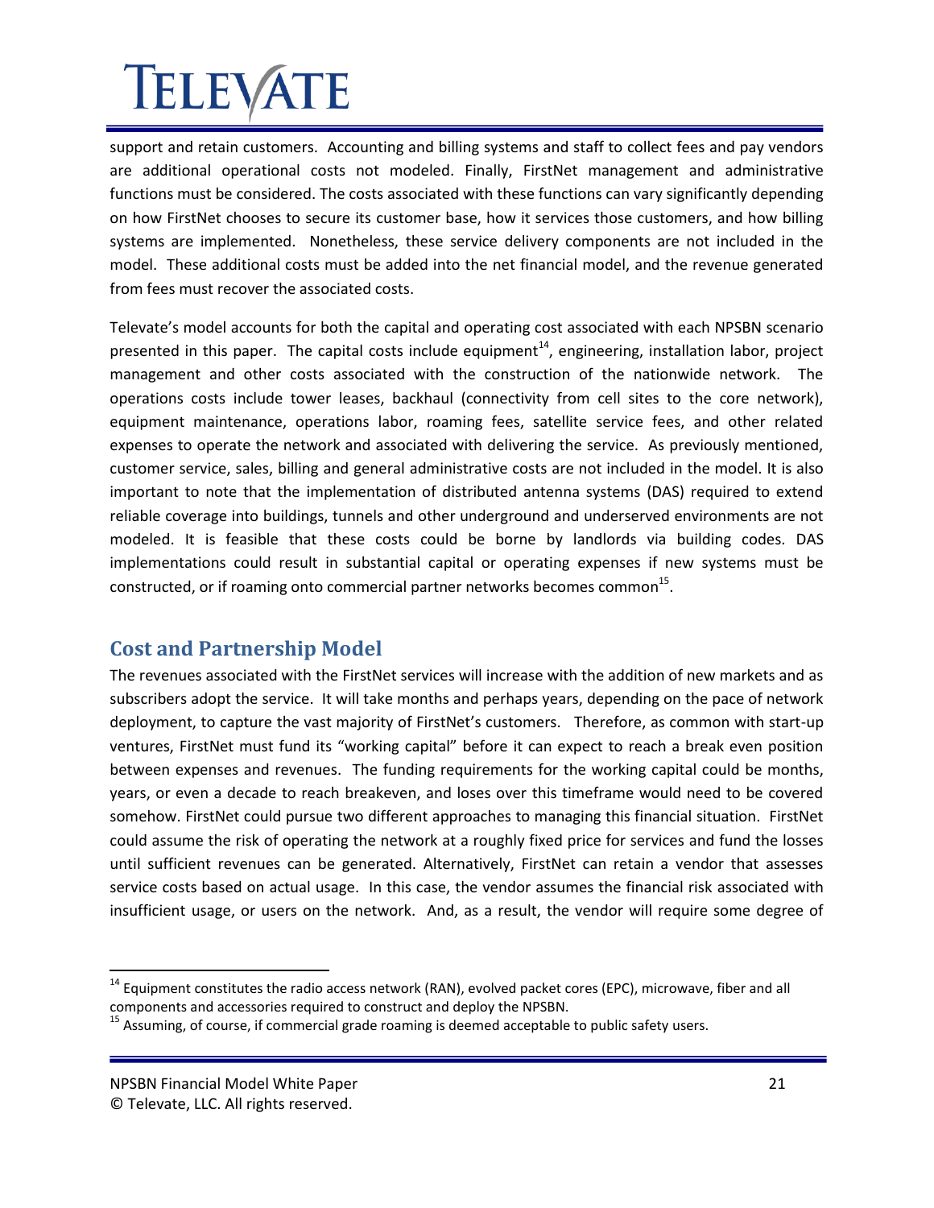support and retain customers. Accounting and billing systems and staff to collect fees and pay vendors are additional operational costs not modeled. Finally, FirstNet management and administrative functions must be considered. The costs associated with these functions can vary significantly depending on how FirstNet chooses to secure its customer base, how it services those customers, and how billing systems are implemented. Nonetheless, these service delivery components are not included in the model. These additional costs must be added into the net financial model, and the revenue generated from fees must recover the associated costs.

Televate's model accounts for both the capital and operating cost associated with each NPSBN scenario presented in this paper. The capital costs include equipment[14], engineering, installation labor, project management and other costs associated with the construction of the nationwide network. The operations costs include tower leases, backhaul (connectivity from cell sites to the core network), equipment maintenance, operations labor, roaming fees, satellite service fees, and other related expenses to operate the network and associated with delivering the service. As previously mentioned, customer service, sales, billing and general administrative costs are not included in the model. It is also important to note that the implementation of distributed antenna systems (DAS) required to extend reliable coverage into buildings, tunnels and other underground and underserved environments are not modeled. It is feasible that these costs could be borne by landlords via building codes. DAS implementations could result in substantial capital or operating expenses if new systems must be constructed, or if roaming onto commercial partner networks becomes common[15].

## Cost and Partnership Model

The revenues associated with the FirstNet services will increase with the addition of new markets and as subscribers adopt the service. It will take months and perhaps years, depending on the pace of network deployment, to capture the vast majority of FirstNet's customers. Therefore, as common with start-up ventures, FirstNet must fund its "working capital" before it can expect to reach a break even position between expenses and revenues. The funding requirements for the working capital could be months, years, or even a decade to reach breakeven, and loses over this timeframe would need to be covered somehow. FirstNet could pursue two different approaches to managing this financial situation. FirstNet could assume the risk of operating the network at a roughly fixed price for services and fund the losses until sufficient revenues can be generated. Alternatively, FirstNet can retain a vendor that assesses service costs based on actual usage. In this case, the vendor assumes the financial risk associated with insufficient usage, or users on the network. And, as a result, the vendor will require some degree of

---

[14] Equipment constitutes the radio access network (RAN), evolved packet cores (EPC), microwave, fiber and all components and accessories required to construct and deploy the NPSBN.

[15] Assuming, of course, if commercial grade roaming is deemed acceptable to public safety users.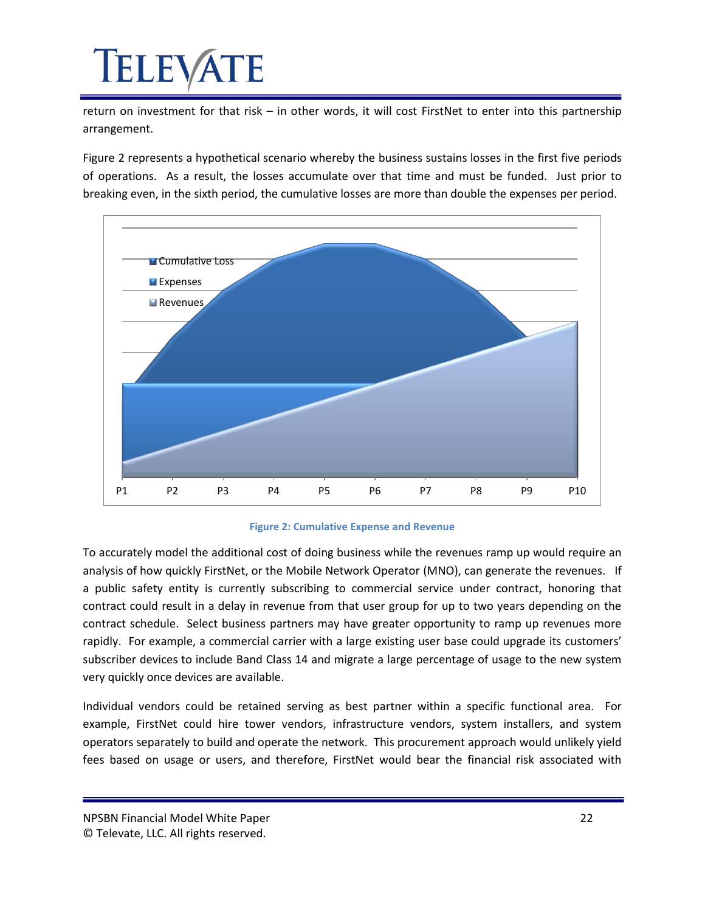return on investment for that risk – in other words, it will cost FirstNet to enter into this partnership arrangement.

Figure 2 represents a hypothetical scenario whereby the business sustains losses in the first five periods of operations. As a result, the losses accumulate over that time and must be funded. Just prior to breaking even, in the sixth period, the cumulative losses are more than double the expenses per period.

**Figure 2: Cumulative Expense and Revenue**

To accurately model the additional cost of doing business while the revenues ramp up would require an analysis of how quickly FirstNet, or the Mobile Network Operator (MNO), can generate the revenues. If a public safety entity is currently subscribing to commercial service under contract, honoring that contract could result in a delay in revenue from that user group for up to two years depending on the contract schedule. Select business partners may have greater opportunity to ramp up revenues more rapidly. For example, a commercial carrier with a large existing user base could upgrade its customers' subscriber devices to include Band Class 14 and migrate a large percentage of usage to the new system very quickly once devices are available.

Individual vendors could be retained serving as best partner within a specific functional area. For example, FirstNet could hire tower vendors, infrastructure vendors, system installers, and system operators separately to build and operate the network. This procurement approach would unlikely yield fees based on usage or users, and therefore, FirstNet would bear the financial risk associated with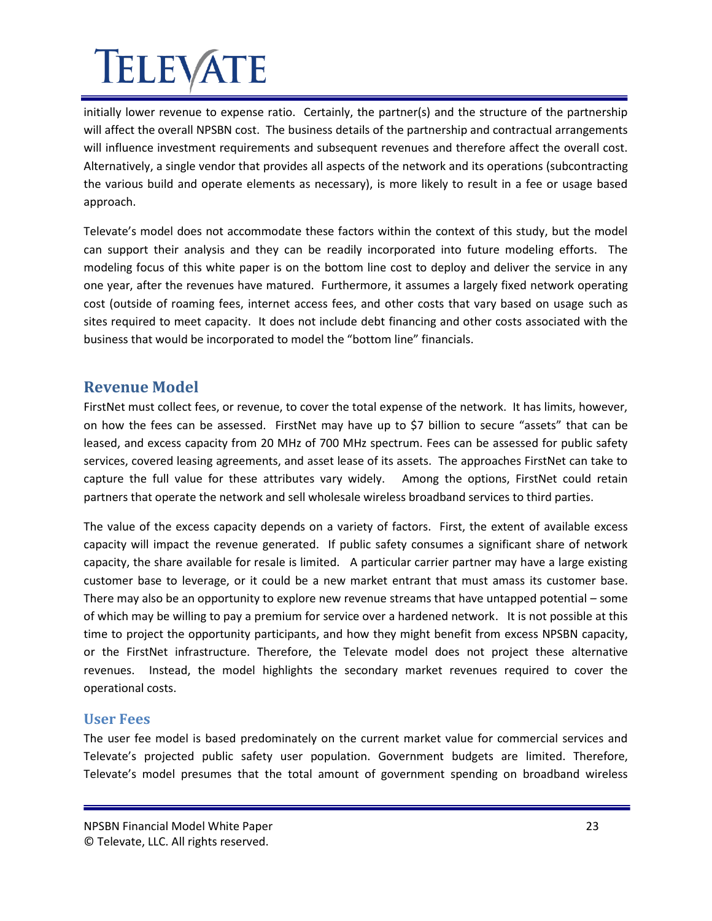initially lower revenue to expense ratio. Certainly, the partner(s) and the structure of the partnership will affect the overall NPSBN cost. The business details of the partnership and contractual arrangements will influence investment requirements and subsequent revenues and therefore affect the overall cost. Alternatively, a single vendor that provides all aspects of the network and its operations (subcontracting the various build and operate elements as necessary), is more likely to result in a fee or usage based approach.

Televate's model does not accommodate these factors within the context of this study, but the model can support their analysis and they can be readily incorporated into future modeling efforts. The modeling focus of this white paper is on the bottom line cost to deploy and deliver the service in any one year, after the revenues have matured. Furthermore, it assumes a largely fixed network operating cost (outside of roaming fees, internet access fees, and other costs that vary based on usage such as sites required to meet capacity. It does not include debt financing and other costs associated with the business that would be incorporated to model the "bottom line" financials.

## Revenue Model

FirstNet must collect fees, or revenue, to cover the total expense of the network. It has limits, however, on how the fees can be assessed. FirstNet may have up to $7 billion to secure "assets" that can be leased, and excess capacity from 20 MHz of 700 MHz spectrum. Fees can be assessed for public safety services, covered leasing agreements, and asset lease of its assets. The approaches FirstNet can take to capture the full value for these attributes vary widely. Among the options, FirstNet could retain partners that operate the network and sell wholesale wireless broadband services to third parties.

The value of the excess capacity depends on a variety of factors. First, the extent of available excess capacity will impact the revenue generated. If public safety consumes a significant share of network capacity, the share available for resale is limited. A particular carrier partner may have a large existing customer base to leverage, or it could be a new market entrant that must amass its customer base. There may also be an opportunity to explore new revenue streams that have untapped potential – some of which may be willing to pay a premium for service over a hardened network. It is not possible at this time to project the opportunity participants, and how they might benefit from excess NPSBN capacity, or the FirstNet infrastructure. Therefore, the Televate model does not project these alternative revenues. Instead, the model highlights the secondary market revenues required to cover the operational costs.

### User Fees

The user fee model is based predominately on the current market value for commercial services and Televate's projected public safety user population. Government budgets are limited. Therefore, Televate's model presumes that the total amount of government spending on broadband wireless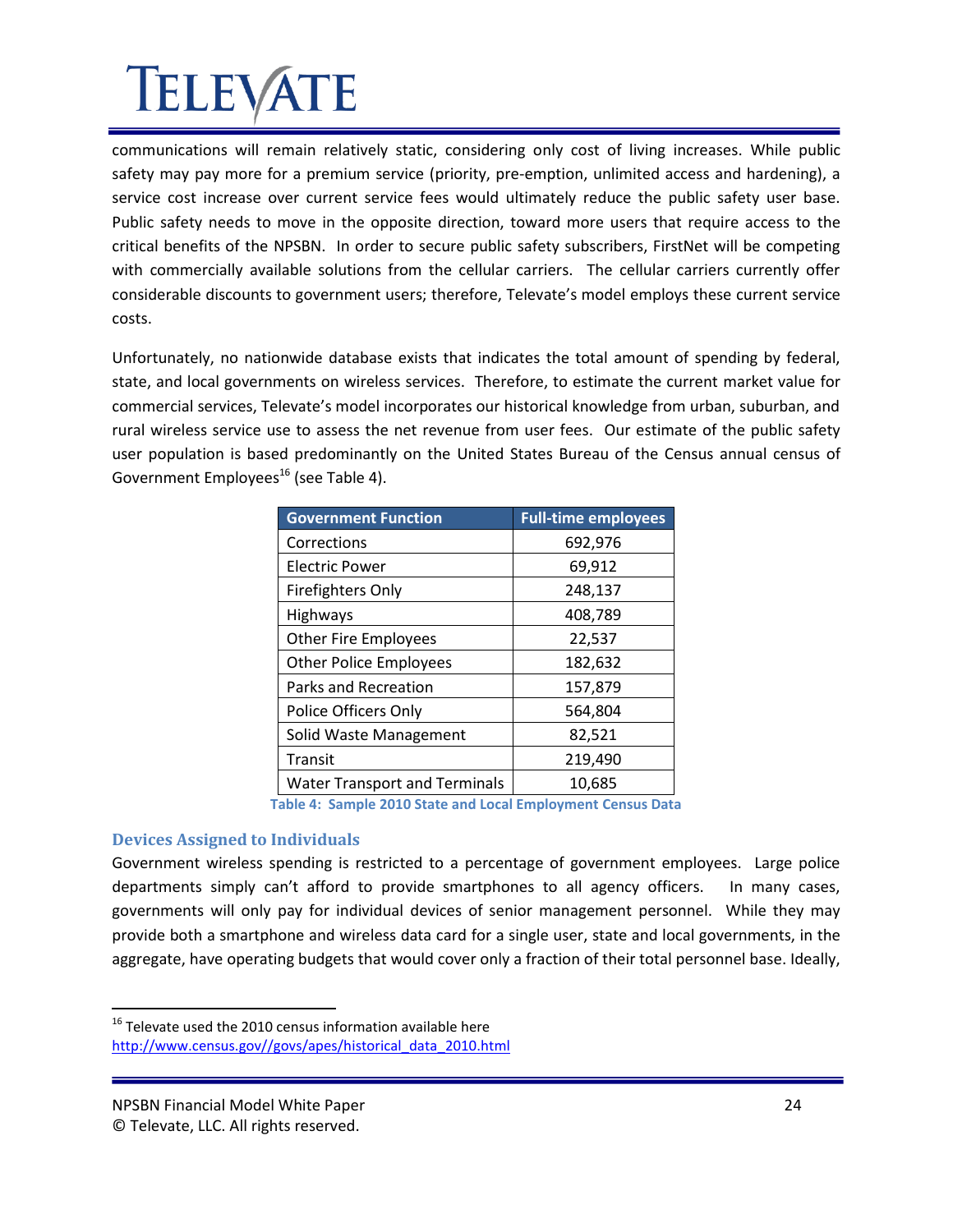communications will remain relatively static, considering only cost of living increases. While public safety may pay more for a premium service (priority, pre-emption, unlimited access and hardening), a service cost increase over current service fees would ultimately reduce the public safety user base. Public safety needs to move in the opposite direction, toward more users that require access to the critical benefits of the NPSBN. In order to secure public safety subscribers, FirstNet will be competing with commercially available solutions from the cellular carriers. The cellular carriers currently offer considerable discounts to government users; therefore, Televate's model employs these current service costs.

Unfortunately, no nationwide database exists that indicates the total amount of spending by federal, state, and local governments on wireless services. Therefore, to estimate the current market value for commercial services, Televate's model incorporates our historical knowledge from urban, suburban, and rural wireless service use to assess the net revenue from user fees. Our estimate of the public safety user population is based predominantly on the United States Bureau of the Census annual census of Government Employees[16] (see Table 4).

| Government Function | Full-time employees |
|---|---|
| Corrections | 692,976 |
| Electric Power | 69,912 |
| Firefighters Only | 248,137 |
| Highways | 408,789 |
| Other Fire Employees | 22,537 |
| Other Police Employees | 182,632 |
| Parks and Recreation | 157,879 |
| Police Officers Only | 564,804 |
| Solid Waste Management | 82,521 |
| Transit | 219,490 |
| Water Transport and Terminals | 10,685 |

**Table 4: Sample 2010 State and Local Employment Census Data**

### Devices Assigned to Individuals

Government wireless spending is restricted to a percentage of government employees. Large police departments simply can't afford to provide smartphones to all agency officers. In many cases, governments will only pay for individual devices of senior management personnel. While they may provide both a smartphone and wireless data card for a single user, state and local governments, in the aggregate, have operating budgets that would cover only a fraction of their total personnel base. Ideally,

[16] Televate used the 2010 census information available here http://www.census.gov//govs/apes/historical_data_2010.html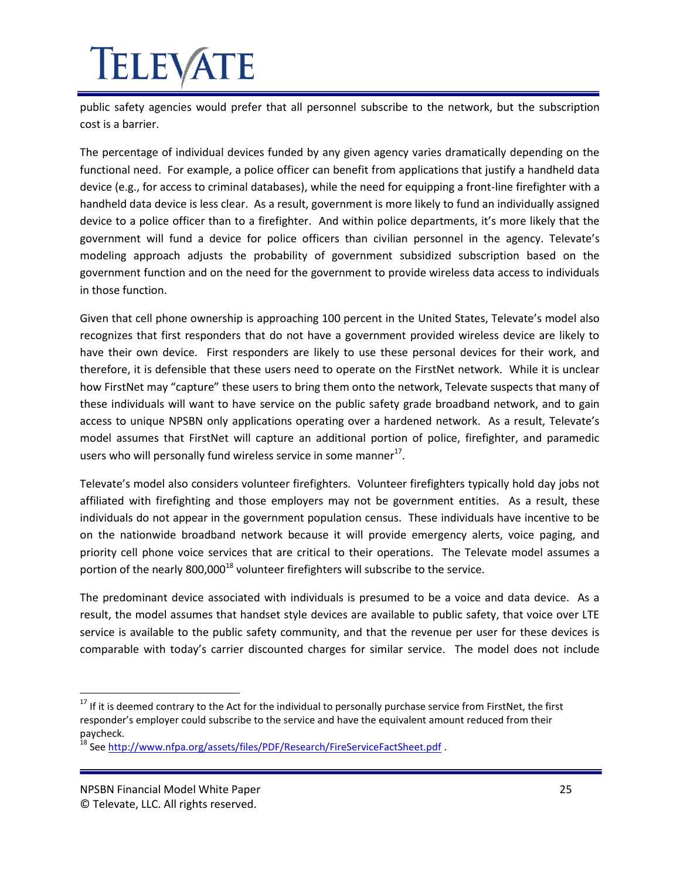public safety agencies would prefer that all personnel subscribe to the network, but the subscription cost is a barrier.

The percentage of individual devices funded by any given agency varies dramatically depending on the functional need. For example, a police officer can benefit from applications that justify a handheld data device (e.g., for access to criminal databases), while the need for equipping a front-line firefighter with a handheld data device is less clear. As a result, government is more likely to fund an individually assigned device to a police officer than to a firefighter. And within police departments, it's more likely that the government will fund a device for police officers than civilian personnel in the agency. Televate's modeling approach adjusts the probability of government subsidized subscription based on the government function and on the need for the government to provide wireless data access to individuals in those function.

Given that cell phone ownership is approaching 100 percent in the United States, Televate's model also recognizes that first responders that do not have a government provided wireless device are likely to have their own device. First responders are likely to use these personal devices for their work, and therefore, it is defensible that these users need to operate on the FirstNet network. While it is unclear how FirstNet may "capture" these users to bring them onto the network, Televate suspects that many of these individuals will want to have service on the public safety grade broadband network, and to gain access to unique NPSBN only applications operating over a hardened network. As a result, Televate's model assumes that FirstNet will capture an additional portion of police, firefighter, and paramedic users who will personally fund wireless service in some manner[17].

Televate's model also considers volunteer firefighters. Volunteer firefighters typically hold day jobs not affiliated with firefighting and those employers may not be government entities. As a result, these individuals do not appear in the government population census. These individuals have incentive to be on the nationwide broadband network because it will provide emergency alerts, voice paging, and priority cell phone voice services that are critical to their operations. The Televate model assumes a portion of the nearly 800,000[18] volunteer firefighters will subscribe to the service.

The predominant device associated with individuals is presumed to be a voice and data device. As a result, the model assumes that handset style devices are available to public safety, that voice over LTE service is available to the public safety community, and that the revenue per user for these devices is comparable with today's carrier discounted charges for similar service. The model does not include

---

[17] If it is deemed contrary to the Act for the individual to personally purchase service from FirstNet, the first responder's employer could subscribe to the service and have the equivalent amount reduced from their paycheck.

[18] See http://www.nfpa.org/assets/files/PDF/Research/FireServiceFactSheet.pdf .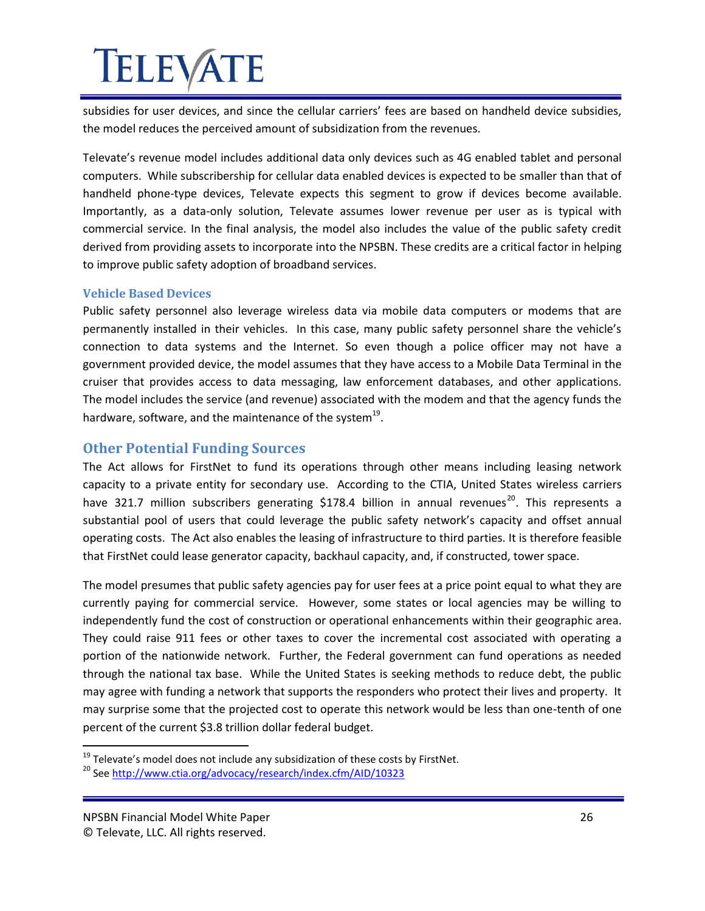subsidies for user devices, and since the cellular carriers' fees are based on handheld device subsidies, the model reduces the perceived amount of subsidization from the revenues.

Televate's revenue model includes additional data only devices such as 4G enabled tablet and personal computers. While subscribership for cellular data enabled devices is expected to be smaller than that of handheld phone-type devices, Televate expects this segment to grow if devices become available. Importantly, as a data-only solution, Televate assumes lower revenue per user as is typical with commercial service. In the final analysis, the model also includes the value of the public safety credit derived from providing assets to incorporate into the NPSBN. These credits are a critical factor in helping to improve public safety adoption of broadband services.

### Vehicle Based Devices

Public safety personnel also leverage wireless data via mobile data computers or modems that are permanently installed in their vehicles. In this case, many public safety personnel share the vehicle's connection to data systems and the Internet. So even though a police officer may not have a government provided device, the model assumes that they have access to a Mobile Data Terminal in the cruiser that provides access to data messaging, law enforcement databases, and other applications. The model includes the service (and revenue) associated with the modem and that the agency funds the hardware, software, and the maintenance of the system[19].

## Other Potential Funding Sources

The Act allows for FirstNet to fund its operations through other means including leasing network capacity to a private entity for secondary use. According to the CTIA, United States wireless carriers have 321.7 million subscribers generating $178.4 billion in annual revenues[20]. This represents a substantial pool of users that could leverage the public safety network's capacity and offset annual operating costs. The Act also enables the leasing of infrastructure to third parties. It is therefore feasible that FirstNet could lease generator capacity, backhaul capacity, and, if constructed, tower space.

The model presumes that public safety agencies pay for user fees at a price point equal to what they are currently paying for commercial service. However, some states or local agencies may be willing to independently fund the cost of construction or operational enhancements within their geographic area. They could raise 911 fees or other taxes to cover the incremental cost associated with operating a portion of the nationwide network. Further, the Federal government can fund operations as needed through the national tax base. While the United States is seeking methods to reduce debt, the public may agree with funding a network that supports the responders who protect their lives and property. It may surprise some that the projected cost to operate this network would be less than one-tenth of one percent of the current $3.8 trillion dollar federal budget.

---

[19] Televate's model does not include any subsidization of these costs by FirstNet.

[20] See http://www.ctia.org/advocacy/research/index.cfm/AID/10323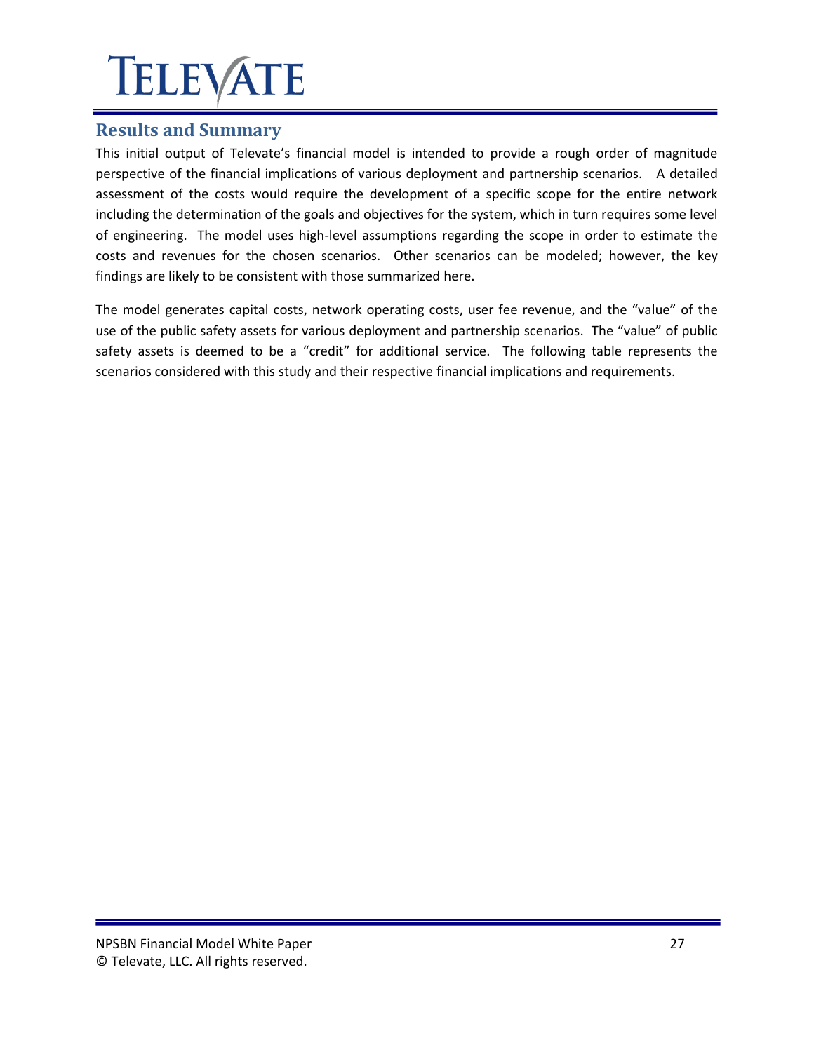## Results and Summary

This initial output of Televate's financial model is intended to provide a rough order of magnitude perspective of the financial implications of various deployment and partnership scenarios. A detailed assessment of the costs would require the development of a specific scope for the entire network including the determination of the goals and objectives for the system, which in turn requires some level of engineering. The model uses high-level assumptions regarding the scope in order to estimate the costs and revenues for the chosen scenarios. Other scenarios can be modeled; however, the key findings are likely to be consistent with those summarized here.

The model generates capital costs, network operating costs, user fee revenue, and the "value" of the use of the public safety assets for various deployment and partnership scenarios. The "value" of public safety assets is deemed to be a "credit" for additional service. The following table represents the scenarios considered with this study and their respective financial implications and requirements.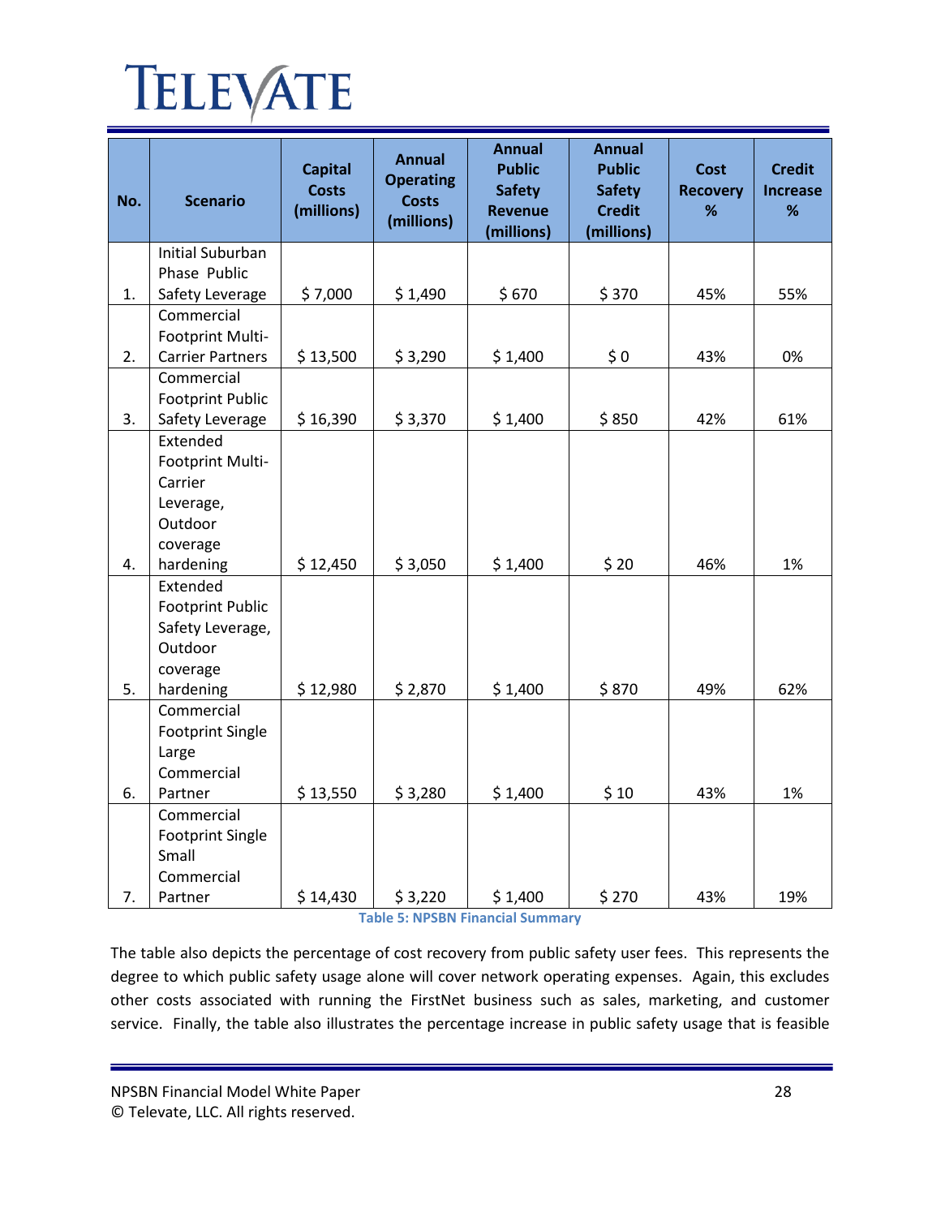| No. | Scenario | Capital Costs (millions) | Annual Operating Costs (millions) | Annual Public Safety Revenue (millions) | Annual Public Safety Credit (millions) | Cost Recovery % | Credit Increase % |
|---|---|---|---|---|---|---|---|
| 1. | Initial Suburban Phase Public Safety Leverage | $ 7,000 | $ 1,490 | $ 670 | $ 370 | 45% | 55% |
| 2. | Commercial Footprint Multi-Carrier Partners | $ 13,500 | $ 3,290 | $ 1,400 | $ 0 | 43% | 0% |
| 3. | Commercial Footprint Public Safety Leverage | $ 16,390 | $ 3,370 | $ 1,400 | $ 850 | 42% | 61% |
| 4. | Extended Footprint Multi-Carrier Leverage, Outdoor coverage hardening | $ 12,450 | $ 3,050 | $ 1,400 | $ 20 | 46% | 1% |
| 5. | Extended Footprint Public Safety Leverage, Outdoor coverage hardening | $ 12,980 | $ 2,870 | $ 1,400 | $ 870 | 49% | 62% |
| 6. | Commercial Footprint Single Large Commercial Partner | $ 13,550 | $ 3,280 | $ 1,400 | $ 10 | 43% | 1% |
| 7. | Commercial Footprint Single Small Commercial Partner | $ 14,430 | $ 3,220 | $ 1,400 | $ 270 | 43% | 19% |

**Table 5: NPSBN Financial Summary**

The table also depicts the percentage of cost recovery from public safety user fees. This represents the degree to which public safety usage alone will cover network operating expenses. Again, this excludes other costs associated with running the FirstNet business such as sales, marketing, and customer service. Finally, the table also illustrates the percentage increase in public safety usage that is feasible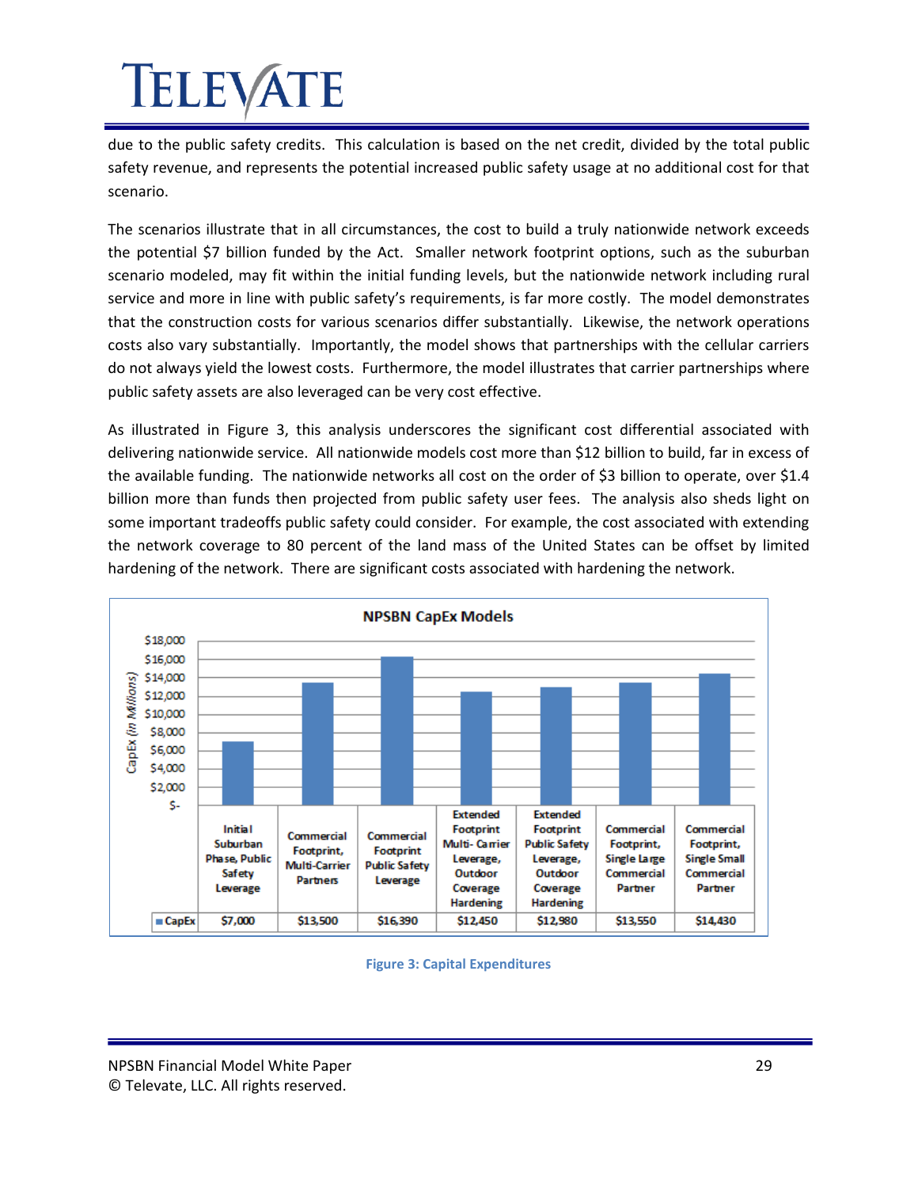due to the public safety credits. This calculation is based on the net credit, divided by the total public safety revenue, and represents the potential increased public safety usage at no additional cost for that scenario.

The scenarios illustrate that in all circumstances, the cost to build a truly nationwide network exceeds the potential $7 billion funded by the Act. Smaller network footprint options, such as the suburban scenario modeled, may fit within the initial funding levels, but the nationwide network including rural service and more in line with public safety's requirements, is far more costly. The model demonstrates that the construction costs for various scenarios differ substantially. Likewise, the network operations costs also vary substantially. Importantly, the model shows that partnerships with the cellular carriers do not always yield the lowest costs. Furthermore, the model illustrates that carrier partnerships where public safety assets are also leveraged can be very cost effective.

As illustrated in Figure 3, this analysis underscores the significant cost differential associated with delivering nationwide service. All nationwide models cost more than $12 billion to build, far in excess of the available funding. The nationwide networks all cost on the order of $3 billion to operate, over $1.4 billion more than funds then projected from public safety user fees. The analysis also sheds light on some important tradeoffs public safety could consider. For example, the cost associated with extending the network coverage to 80 percent of the land mass of the United States can be offset by limited hardening of the network. There are significant costs associated with hardening the network.

**NPSBN CapEx Models**

CapEx (in Millions)

| | Initial Suburban Phase, Public Safety Leverage | Commercial Footprint, Multi-Carrier Partners | Commercial Footprint Public Safety Leverage | Extended Footprint Multi-Carrier Leverage, Outdoor Coverage Hardening | Extended Footprint Public Safety Leverage, Outdoor Coverage Hardening | Commercial Footprint, Single Large Commercial Partner | Commercial Footprint, Single Small Commercial Partner |
|---|---|---|---|---|---|---|---|
| CapEx | $7,000 | $13,500 | $16,390 | $12,450 | $12,980 | $13,550 | $14,430 |

Figure 3: Capital Expenditures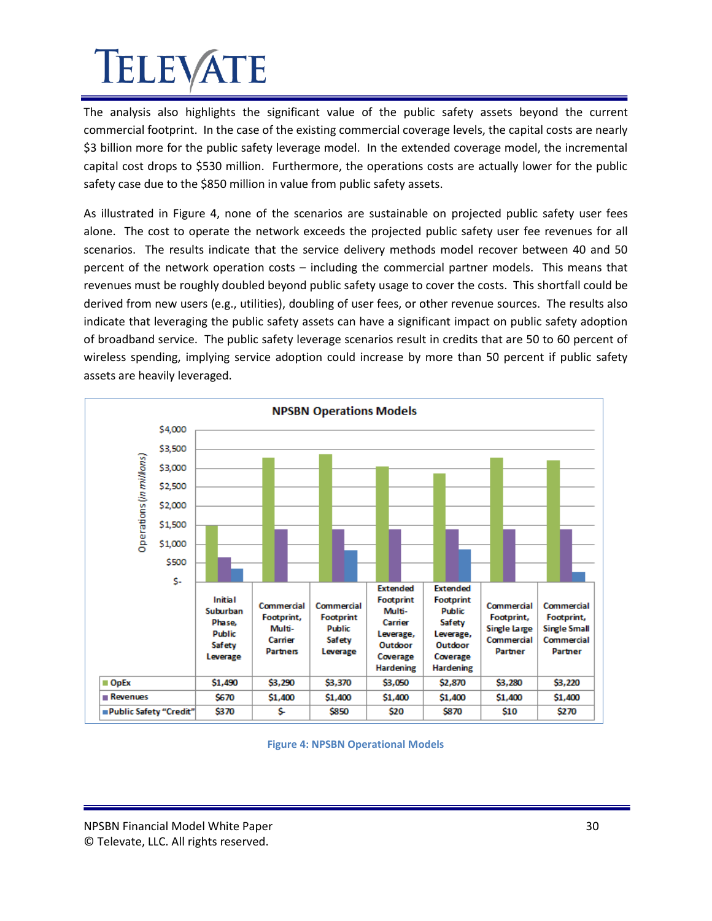The analysis also highlights the significant value of the public safety assets beyond the current commercial footprint. In the case of the existing commercial coverage levels, the capital costs are nearly $3 billion more for the public safety leverage model. In the extended coverage model, the incremental capital cost drops to $530 million. Furthermore, the operations costs are actually lower for the public safety case due to the $850 million in value from public safety assets.

As illustrated in Figure 4, none of the scenarios are sustainable on projected public safety user fees alone. The cost to operate the network exceeds the projected public safety user fee revenues for all scenarios. The results indicate that the service delivery methods model recover between 40 and 50 percent of the network operation costs – including the commercial partner models. This means that revenues must be roughly doubled beyond public safety usage to cover the costs. This shortfall could be derived from new users (e.g., utilities), doubling of user fees, or other revenue sources. The results also indicate that leveraging the public safety assets can have a significant impact on public safety adoption of broadband service. The public safety leverage scenarios result in credits that are 50 to 60 percent of wireless spending, implying service adoption could increase by more than 50 percent if public safety assets are heavily leveraged.

**NPSBN Operations Models**

Operations (*in millions*)

| | Initial Suburban Phase, Public Safety Leverage | Commercial Footprint, Multi-Carrier Partners | Commercial Footprint Public Safety Leverage | Extended Footprint Multi-Carrier Leverage, Outdoor Coverage Hardening | Extended Footprint Public Safety Leverage, Outdoor Coverage Hardening | Commercial Footprint, Single Large Commercial Partner | Commercial Footprint, Single Small Commercial Partner |
|---|---|---|---|---|---|---|---|
| OpEx | $1,490 | $3,290 | $3,370 | $3,050 | $2,870 | $3,280 | $3,220 |
| Revenues | $670 | $1,400 | $1,400 | $1,400 | $1,400 | $1,400 | $1,400 |
| Public Safety "Credit" | $370 | $- | $850 | $20 | $870 | $10 | $270 |

Figure 4: NPSBN Operational Models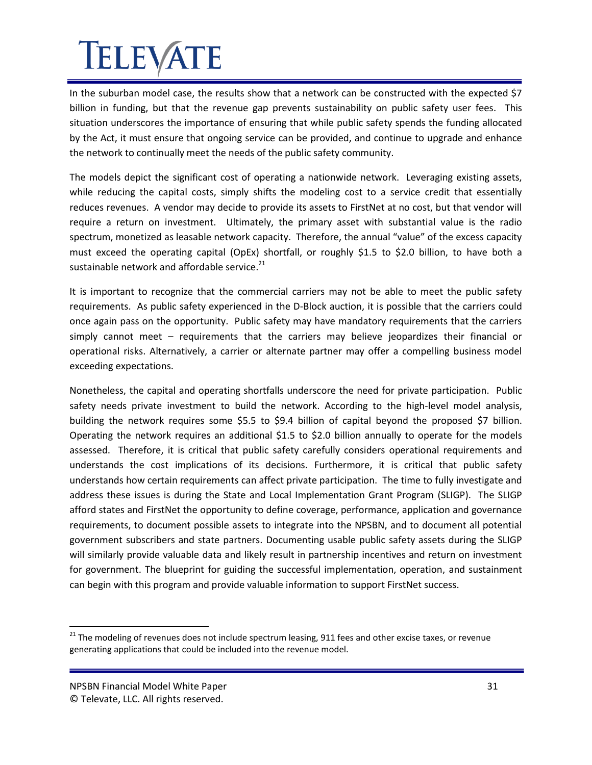In the suburban model case, the results show that a network can be constructed with the expected $7 billion in funding, but that the revenue gap prevents sustainability on public safety user fees. This situation underscores the importance of ensuring that while public safety spends the funding allocated by the Act, it must ensure that ongoing service can be provided, and continue to upgrade and enhance the network to continually meet the needs of the public safety community.

The models depict the significant cost of operating a nationwide network. Leveraging existing assets, while reducing the capital costs, simply shifts the modeling cost to a service credit that essentially reduces revenues. A vendor may decide to provide its assets to FirstNet at no cost, but that vendor will require a return on investment. Ultimately, the primary asset with substantial value is the radio spectrum, monetized as leasable network capacity. Therefore, the annual "value" of the excess capacity must exceed the operating capital (OpEx) shortfall, or roughly $1.5 to $2.0 billion, to have both a sustainable network and affordable service.[21]

It is important to recognize that the commercial carriers may not be able to meet the public safety requirements. As public safety experienced in the D-Block auction, it is possible that the carriers could once again pass on the opportunity. Public safety may have mandatory requirements that the carriers simply cannot meet – requirements that the carriers may believe jeopardizes their financial or operational risks. Alternatively, a carrier or alternate partner may offer a compelling business model exceeding expectations.

Nonetheless, the capital and operating shortfalls underscore the need for private participation. Public safety needs private investment to build the network. According to the high-level model analysis, building the network requires some $5.5 to $9.4 billion of capital beyond the proposed $7 billion. Operating the network requires an additional $1.5 to $2.0 billion annually to operate for the models assessed. Therefore, it is critical that public safety carefully considers operational requirements and understands the cost implications of its decisions. Furthermore, it is critical that public safety understands how certain requirements can affect private participation. The time to fully investigate and address these issues is during the State and Local Implementation Grant Program (SLIGP). The SLIGP afford states and FirstNet the opportunity to define coverage, performance, application and governance requirements, to document possible assets to integrate into the NPSBN, and to document all potential government subscribers and state partners. Documenting usable public safety assets during the SLIGP will similarly provide valuable data and likely result in partnership incentives and return on investment for government. The blueprint for guiding the successful implementation, operation, and sustainment can begin with this program and provide valuable information to support FirstNet success.

[21] The modeling of revenues does not include spectrum leasing, 911 fees and other excise taxes, or revenue generating applications that could be included into the revenue model.